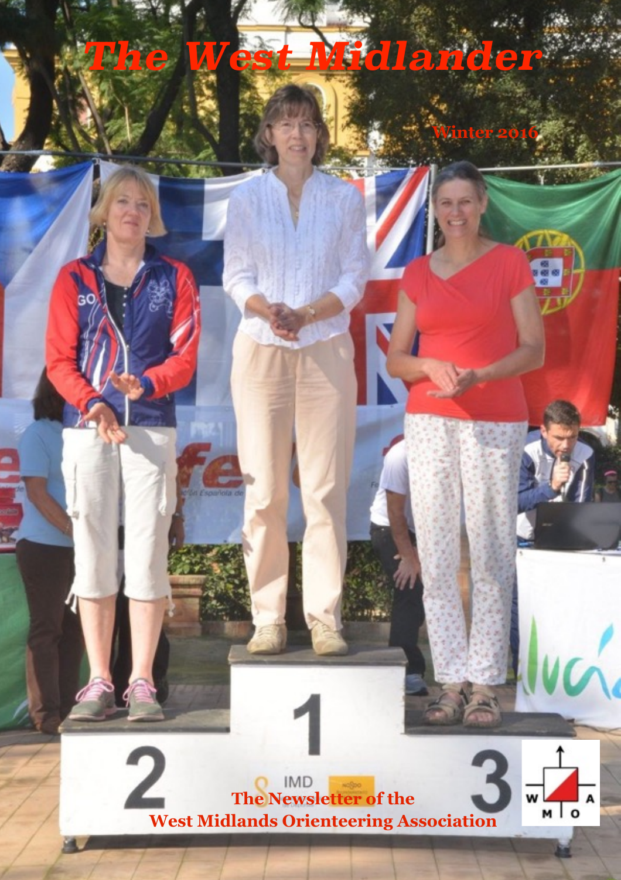# The West Midlander

Winter 2016

The Newsletter of the
West Midlands Orienteering Association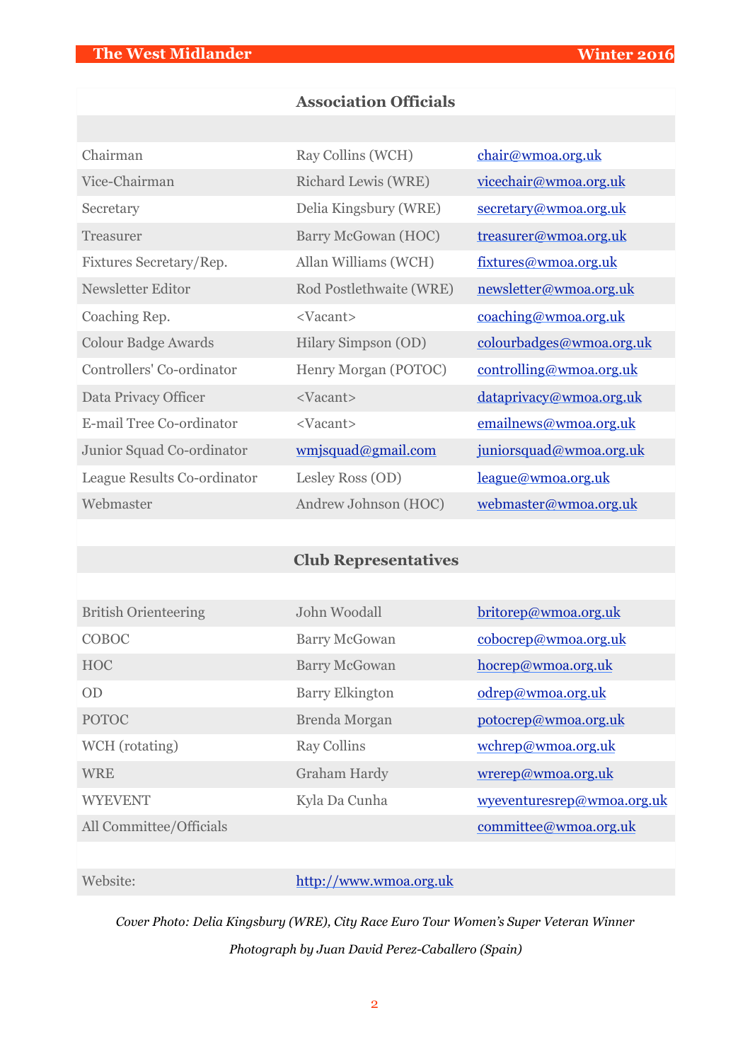## Association Officials

| | | |
|---|---|---|
| Chairman | Ray Collins (WCH) | chair@wmoa.org.uk |
| Vice-Chairman | Richard Lewis (WRE) | vicechair@wmoa.org.uk |
| Secretary | Delia Kingsbury (WRE) | secretary@wmoa.org.uk |
| Treasurer | Barry McGowan (HOC) | treasurer@wmoa.org.uk |
| Fixtures Secretary/Rep. | Allan Williams (WCH) | fixtures@wmoa.org.uk |
| Newsletter Editor | Rod Postlethwaite (WRE) | newsletter@wmoa.org.uk |
| Coaching Rep. | <Vacant> | coaching@wmoa.org.uk |
| Colour Badge Awards | Hilary Simpson (OD) | colourbadges@wmoa.org.uk |
| Controllers' Co-ordinator | Henry Morgan (POTOC) | controlling@wmoa.org.uk |
| Data Privacy Officer | <Vacant> | dataprivacy@wmoa.org.uk |
| E-mail Tree Co-ordinator | <Vacant> | emailnews@wmoa.org.uk |
| Junior Squad Co-ordinator | wmjsquad@gmail.com | juniorsquad@wmoa.org.uk |
| League Results Co-ordinator | Lesley Ross (OD) | league@wmoa.org.uk |
| Webmaster | Andrew Johnson (HOC) | webmaster@wmoa.org.uk |

## Club Representatives

| | | |
|---|---|---|
| British Orienteering | John Woodall | britorep@wmoa.org.uk |
| COBOC | Barry McGowan | cobocrep@wmoa.org.uk |
| HOC | Barry McGowan | hocrep@wmoa.org.uk |
| OD | Barry Elkington | odrep@wmoa.org.uk |
| POTOC | Brenda Morgan | potocrep@wmoa.org.uk |
| WCH (rotating) | Ray Collins | wchrep@wmoa.org.uk |
| WRE | Graham Hardy | wrerep@wmoa.org.uk |
| WYEVENT | Kyla Da Cunha | wyeventuresrep@wmoa.org.uk |
| All Committee/Officials | | committee@wmoa.org.uk |

| | |
|---|---|
| Website: | http://www.wmoa.org.uk |

*Cover Photo: Delia Kingsbury (WRE), City Race Euro Tour Women's Super Veteran Winner*

*Photograph by Juan David Perez-Caballero (Spain)*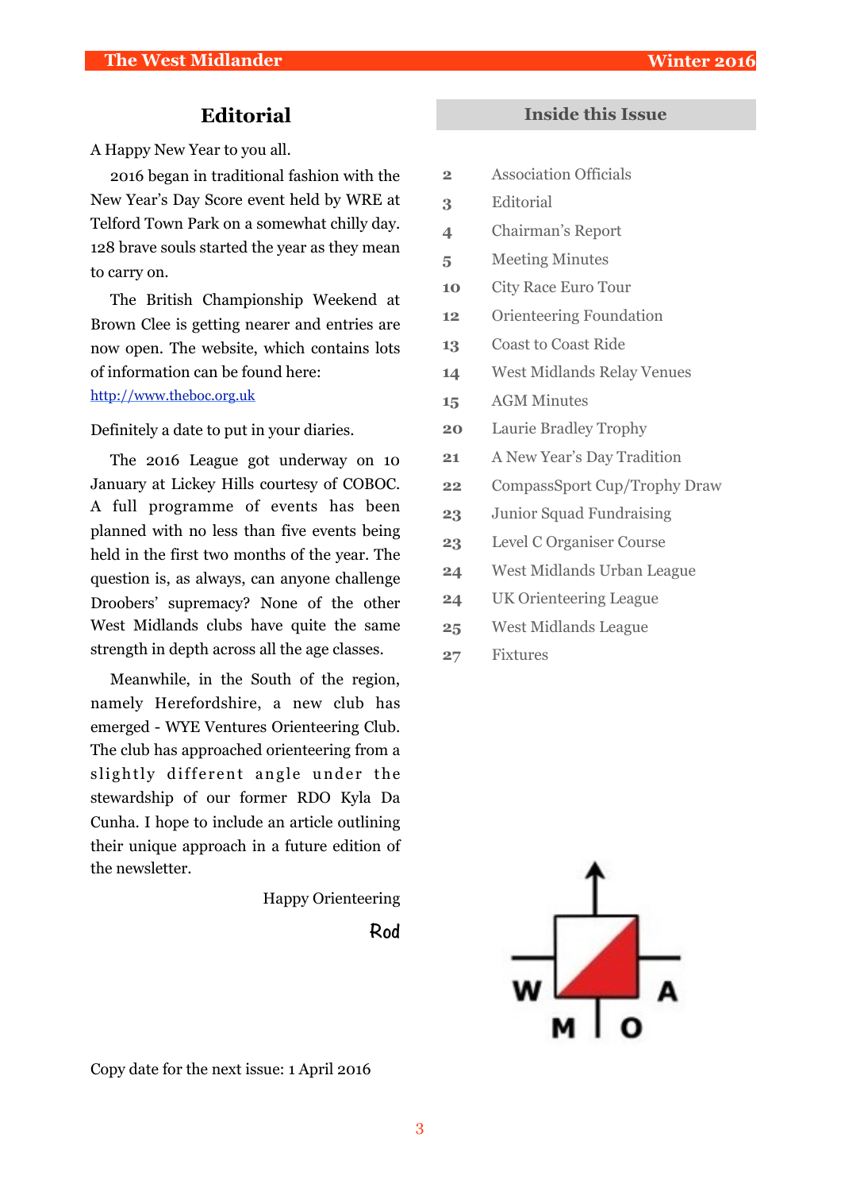## Editorial

A Happy New Year to you all.

2016 began in traditional fashion with the New Year's Day Score event held by WRE at Telford Town Park on a somewhat chilly day. 128 brave souls started the year as they mean to carry on.

The British Championship Weekend at Brown Clee is getting nearer and entries are now open. The website, which contains lots of information can be found here: [http://www.theboc.org.uk](http://www.theboc.org.uk)

Definitely a date to put in your diaries.

The 2016 League got underway on 10 January at Lickey Hills courtesy of COBOC. A full programme of events has been planned with no less than five events being held in the first two months of the year. The question is, as always, can anyone challenge Droobers' supremacy? None of the other West Midlands clubs have quite the same strength in depth across all the age classes.

Meanwhile, in the South of the region, namely Herefordshire, a new club has emerged - WYE Ventures Orienteering Club. The club has approached orienteering from a slightly different angle under the stewardship of our former RDO Kyla Da Cunha. I hope to include an article outlining their unique approach in a future edition of the newsletter.

Happy Orienteering

Rod

Copy date for the next issue: 1 April 2016

## Inside this Issue

| | |
|---|---|
| 2 | Association Officials |
| 3 | Editorial |
| 4 | Chairman's Report |
| 5 | Meeting Minutes |
| 10 | City Race Euro Tour |
| 12 | Orienteering Foundation |
| 13 | Coast to Coast Ride |
| 14 | West Midlands Relay Venues |
| 15 | AGM Minutes |
| 20 | Laurie Bradley Trophy |
| 21 | A New Year's Day Tradition |
| 22 | CompassSport Cup/Trophy Draw |
| 23 | Junior Squad Fundraising |
| 23 | Level C Organiser Course |
| 24 | West Midlands Urban League |
| 24 | UK Orienteering League |
| 25 | West Midlands League |
| 27 | Fixtures |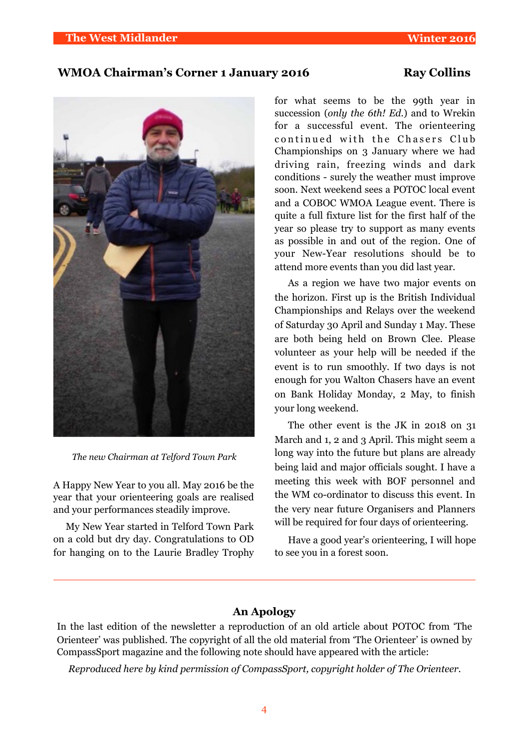## WMOA Chairman's Corner 1 January 2016

**Ray Collins**

*The new Chairman at Telford Town Park*

A Happy New Year to you all. May 2016 be the year that your orienteering goals are realised and your performances steadily improve.

My New Year started in Telford Town Park on a cold but dry day. Congratulations to OD for hanging on to the Laurie Bradley Trophy for what seems to be the 99th year in succession (*only the 6th! Ed.*) and to Wrekin for a successful event. The orienteering continued with the Chasers Club Championships on 3 January where we had driving rain, freezing winds and dark conditions - surely the weather must improve soon. Next weekend sees a POTOC local event and a COBOC WMOA League event. There is quite a full fixture list for the first half of the year so please try to support as many events as possible in and out of the region. One of your New-Year resolutions should be to attend more events than you did last year.

As a region we have two major events on the horizon. First up is the British Individual Championships and Relays over the weekend of Saturday 30 April and Sunday 1 May. These are both being held on Brown Clee. Please volunteer as your help will be needed if the event is to run smoothly. If two days is not enough for you Walton Chasers have an event on Bank Holiday Monday, 2 May, to finish your long weekend.

The other event is the JK in 2018 on 31 March and 1, 2 and 3 April. This might seem a long way into the future but plans are already being laid and major officials sought. I have a meeting this week with BOF personnel and the WM co-ordinator to discuss this event. In the very near future Organisers and Planners will be required for four days of orienteering.

Have a good year's orienteering, I will hope to see you in a forest soon.

---

## An Apology

In the last edition of the newsletter a reproduction of an old article about POTOC from 'The Orienteer' was published. The copyright of all the old material from 'The Orienteer' is owned by CompassSport magazine and the following note should have appeared with the article:

*Reproduced here by kind permission of CompassSport, copyright holder of The Orienteer.*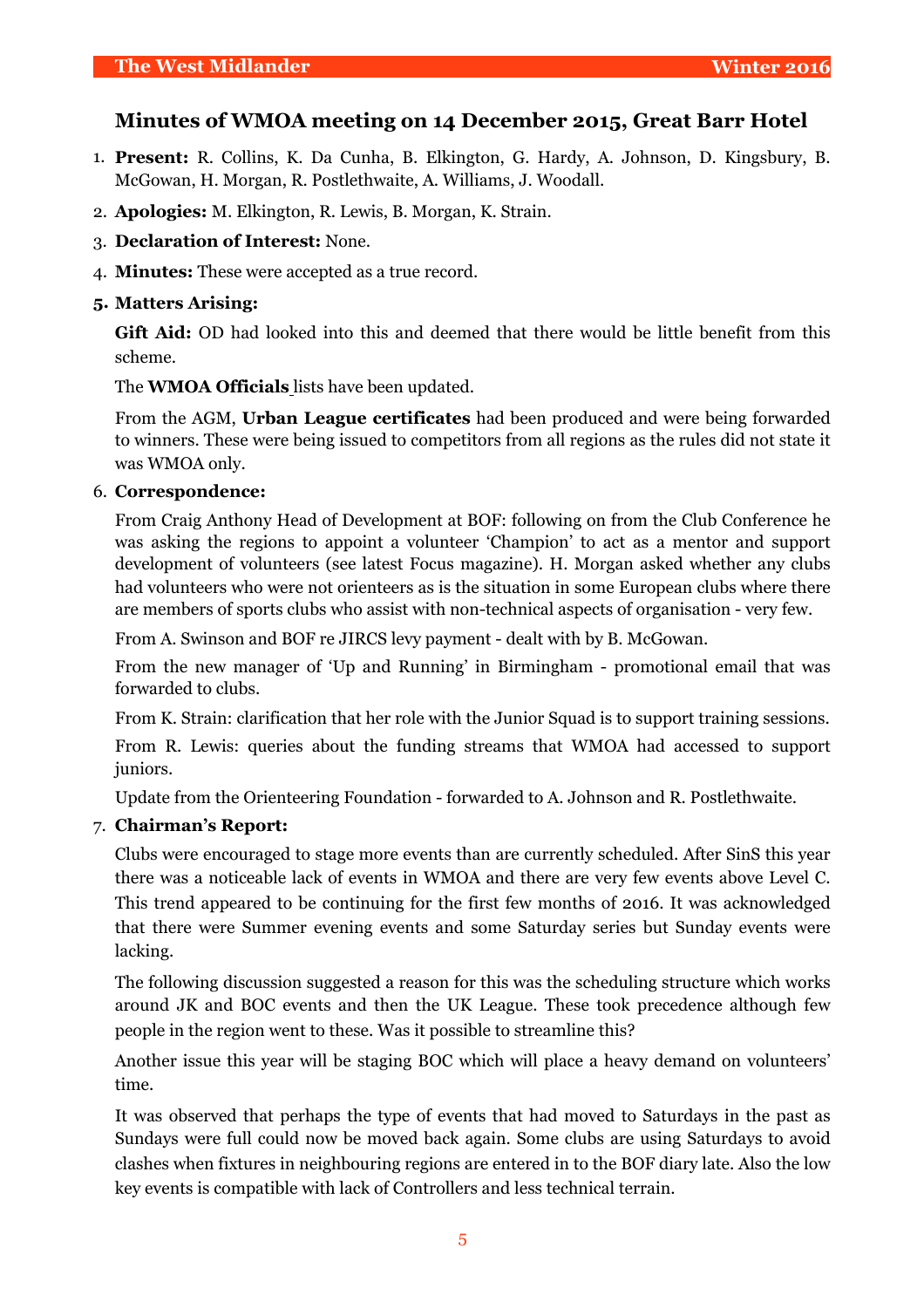## Minutes of WMOA meeting on 14 December 2015, Great Barr Hotel

1. **Present:** R. Collins, K. Da Cunha, B. Elkington, G. Hardy, A. Johnson, D. Kingsbury, B. McGowan, H. Morgan, R. Postlethwaite, A. Williams, J. Woodall.
2. **Apologies:** M. Elkington, R. Lewis, B. Morgan, K. Strain.
3. **Declaration of Interest:** None.
4. **Minutes:** These were accepted as a true record.
5. **Matters Arising:**

   **Gift Aid:** OD had looked into this and deemed that there would be little benefit from this scheme.

   The **WMOA Officials** lists have been updated.

   From the AGM, **Urban League certificates** had been produced and were being forwarded to winners. These were being issued to competitors from all regions as the rules did not state it was WMOA only.

6. **Correspondence:**

   From Craig Anthony Head of Development at BOF: following on from the Club Conference he was asking the regions to appoint a volunteer 'Champion' to act as a mentor and support development of volunteers (see latest Focus magazine). H. Morgan asked whether any clubs had volunteers who were not orienteers as is the situation in some European clubs where there are members of sports clubs who assist with non-technical aspects of organisation - very few.

   From A. Swinson and BOF re JIRCS levy payment - dealt with by B. McGowan.

   From the new manager of 'Up and Running' in Birmingham - promotional email that was forwarded to clubs.

   From K. Strain: clarification that her role with the Junior Squad is to support training sessions.

   From R. Lewis: queries about the funding streams that WMOA had accessed to support juniors.

   Update from the Orienteering Foundation - forwarded to A. Johnson and R. Postlethwaite.

7. **Chairman's Report:**

   Clubs were encouraged to stage more events than are currently scheduled. After SinS this year there was a noticeable lack of events in WMOA and there are very few events above Level C. This trend appeared to be continuing for the first few months of 2016. It was acknowledged that there were Summer evening events and some Saturday series but Sunday events were lacking.

   The following discussion suggested a reason for this was the scheduling structure which works around JK and BOC events and then the UK League. These took precedence although few people in the region went to these. Was it possible to streamline this?

   Another issue this year will be staging BOC which will place a heavy demand on volunteers' time.

   It was observed that perhaps the type of events that had moved to Saturdays in the past as Sundays were full could now be moved back again. Some clubs are using Saturdays to avoid clashes when fixtures in neighbouring regions are entered in to the BOF diary late. Also the low key events is compatible with lack of Controllers and less technical terrain.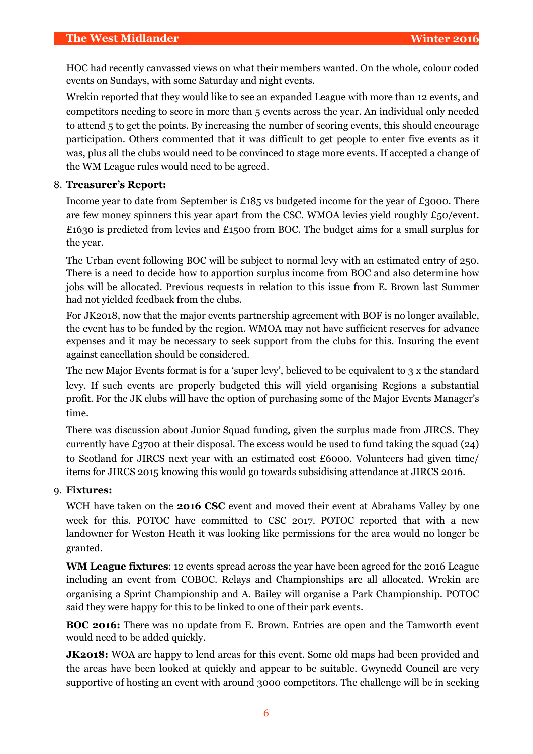HOC had recently canvassed views on what their members wanted. On the whole, colour coded events on Sundays, with some Saturday and night events.

Wrekin reported that they would like to see an expanded League with more than 12 events, and competitors needing to score in more than 5 events across the year. An individual only needed to attend 5 to get the points. By increasing the number of scoring events, this should encourage participation. Others commented that it was difficult to get people to enter five events as it was, plus all the clubs would need to be convinced to stage more events. If accepted a change of the WM League rules would need to be agreed.

8. **Treasurer's Report:**

   Income year to date from September is £185 vs budgeted income for the year of £3000. There are few money spinners this year apart from the CSC. WMOA levies yield roughly £50/event. £1630 is predicted from levies and £1500 from BOC. The budget aims for a small surplus for the year.

   The Urban event following BOC will be subject to normal levy with an estimated entry of 250. There is a need to decide how to apportion surplus income from BOC and also determine how jobs will be allocated. Previous requests in relation to this issue from E. Brown last Summer had not yielded feedback from the clubs.

   For JK2018, now that the major events partnership agreement with BOF is no longer available, the event has to be funded by the region. WMOA may not have sufficient reserves for advance expenses and it may be necessary to seek support from the clubs for this. Insuring the event against cancellation should be considered.

   The new Major Events format is for a 'super levy', believed to be equivalent to 3 x the standard levy. If such events are properly budgeted this will yield organising Regions a substantial profit. For the JK clubs will have the option of purchasing some of the Major Events Manager's time.

   There was discussion about Junior Squad funding, given the surplus made from JIRCS. They currently have £3700 at their disposal. The excess would be used to fund taking the squad (24) to Scotland for JIRCS next year with an estimated cost £6000. Volunteers had given time/ items for JIRCS 2015 knowing this would go towards subsidising attendance at JIRCS 2016.

9. **Fixtures:**

   WCH have taken on the **2016 CSC** event and moved their event at Abrahams Valley by one week for this. POTOC have committed to CSC 2017. POTOC reported that with a new landowner for Weston Heath it was looking like permissions for the area would no longer be granted.

   **WM League fixtures**: 12 events spread across the year have been agreed for the 2016 League including an event from COBOC. Relays and Championships are all allocated. Wrekin are organising a Sprint Championship and A. Bailey will organise a Park Championship. POTOC said they were happy for this to be linked to one of their park events.

   **BOC 2016:** There was no update from E. Brown. Entries are open and the Tamworth event would need to be added quickly.

   **JK2018:** WOA are happy to lend areas for this event. Some old maps had been provided and the areas have been looked at quickly and appear to be suitable. Gwynedd Council are very supportive of hosting an event with around 3000 competitors. The challenge will be in seeking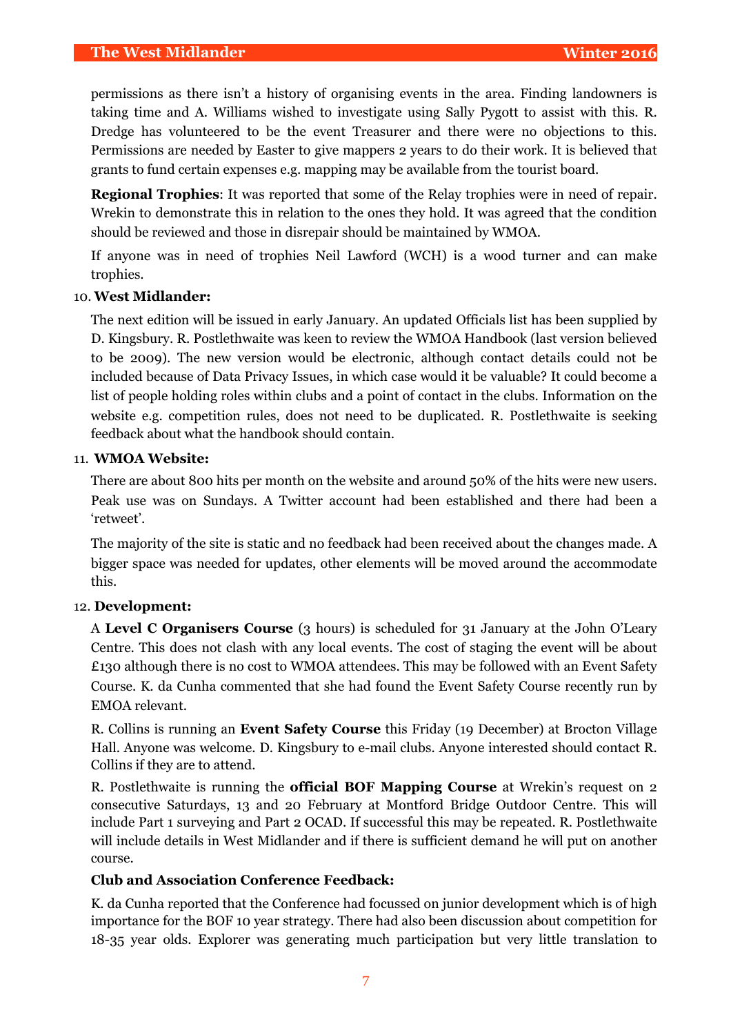permissions as there isn't a history of organising events in the area. Finding landowners is taking time and A. Williams wished to investigate using Sally Pygott to assist with this. R. Dredge has volunteered to be the event Treasurer and there were no objections to this. Permissions are needed by Easter to give mappers 2 years to do their work. It is believed that grants to fund certain expenses e.g. mapping may be available from the tourist board.

**Regional Trophies**: It was reported that some of the Relay trophies were in need of repair. Wrekin to demonstrate this in relation to the ones they hold. It was agreed that the condition should be reviewed and those in disrepair should be maintained by WMOA.

If anyone was in need of trophies Neil Lawford (WCH) is a wood turner and can make trophies.

10. **West Midlander:**

The next edition will be issued in early January. An updated Officials list has been supplied by D. Kingsbury. R. Postlethwaite was keen to review the WMOA Handbook (last version believed to be 2009). The new version would be electronic, although contact details could not be included because of Data Privacy Issues, in which case would it be valuable? It could become a list of people holding roles within clubs and a point of contact in the clubs. Information on the website e.g. competition rules, does not need to be duplicated. R. Postlethwaite is seeking feedback about what the handbook should contain.

11. **WMOA Website:**

There are about 800 hits per month on the website and around 50% of the hits were new users. Peak use was on Sundays. A Twitter account had been established and there had been a 'retweet'.

The majority of the site is static and no feedback had been received about the changes made. A bigger space was needed for updates, other elements will be moved around the accommodate this.

12. **Development:**

A **Level C Organisers Course** (3 hours) is scheduled for 31 January at the John O'Leary Centre. This does not clash with any local events. The cost of staging the event will be about £130 although there is no cost to WMOA attendees. This may be followed with an Event Safety Course. K. da Cunha commented that she had found the Event Safety Course recently run by EMOA relevant.

R. Collins is running an **Event Safety Course** this Friday (19 December) at Brocton Village Hall. Anyone was welcome. D. Kingsbury to e-mail clubs. Anyone interested should contact R. Collins if they are to attend.

R. Postlethwaite is running the **official BOF Mapping Course** at Wrekin's request on 2 consecutive Saturdays, 13 and 20 February at Montford Bridge Outdoor Centre. This will include Part 1 surveying and Part 2 OCAD. If successful this may be repeated. R. Postlethwaite will include details in West Midlander and if there is sufficient demand he will put on another course.

**Club and Association Conference Feedback:**

K. da Cunha reported that the Conference had focussed on junior development which is of high importance for the BOF 10 year strategy. There had also been discussion about competition for 18-35 year olds. Explorer was generating much participation but very little translation to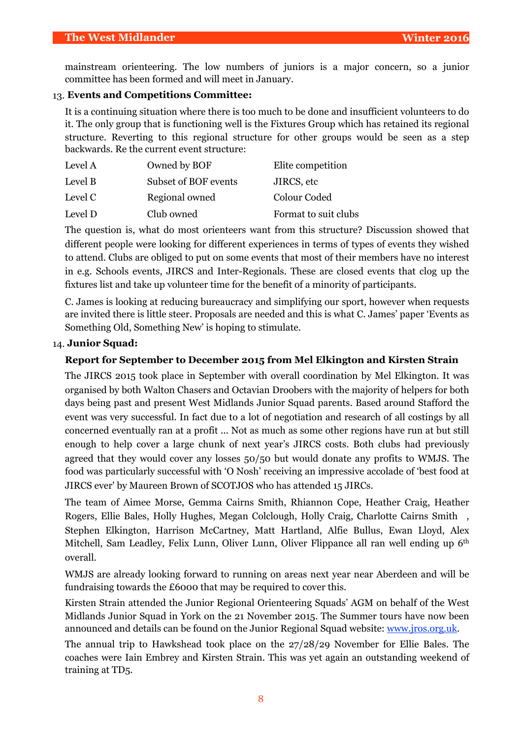mainstream orienteering. The low numbers of juniors is a major concern, so a junior committee has been formed and will meet in January.

13. **Events and Competitions Committee:**

It is a continuing situation where there is too much to be done and insufficient volunteers to do it. The only group that is functioning well is the Fixtures Group which has retained its regional structure. Reverting to this regional structure for other groups would be seen as a step backwards. Re the current event structure:

| | | |
|---|---|---|
| Level A | Owned by BOF | Elite competition |
| Level B | Subset of BOF events | JIRCS, etc |
| Level C | Regional owned | Colour Coded |
| Level D | Club owned | Format to suit clubs |

The question is, what do most orienteers want from this structure? Discussion showed that different people were looking for different experiences in terms of types of events they wished to attend. Clubs are obliged to put on some events that most of their members have no interest in e.g. Schools events, JIRCS and Inter-Regionals. These are closed events that clog up the fixtures list and take up volunteer time for the benefit of a minority of participants.

C. James is looking at reducing bureaucracy and simplifying our sport, however when requests are invited there is little steer. Proposals are needed and this is what C. James' paper 'Events as Something Old, Something New' is hoping to stimulate.

14. **Junior Squad:**

**Report for September to December 2015 from Mel Elkington and Kirsten Strain**

The JIRCS 2015 took place in September with overall coordination by Mel Elkington. It was organised by both Walton Chasers and Octavian Droobers with the majority of helpers for both days being past and present West Midlands Junior Squad parents. Based around Stafford the event was very successful. In fact due to a lot of negotiation and research of all costings by all concerned eventually ran at a profit … Not as much as some other regions have run at but still enough to help cover a large chunk of next year's JIRCS costs. Both clubs had previously agreed that they would cover any losses 50/50 but would donate any profits to WMJS. The food was particularly successful with 'O Nosh' receiving an impressive accolade of 'best food at JIRCS ever' by Maureen Brown of SCOTJOS who has attended 15 JIRCs.

The team of Aimee Morse, Gemma Cairns Smith, Rhiannon Cope, Heather Craig, Heather Rogers, Ellie Bales, Holly Hughes, Megan Colclough, Holly Craig, Charlotte Cairns Smith , Stephen Elkington, Harrison McCartney, Matt Hartland, Alfie Bullus, Ewan Lloyd, Alex Mitchell, Sam Leadley, Felix Lunn, Oliver Lunn, Oliver Flippance all ran well ending up 6th overall.

WMJS are already looking forward to running on areas next year near Aberdeen and will be fundraising towards the £6000 that may be required to cover this.

Kirsten Strain attended the Junior Regional Orienteering Squads' AGM on behalf of the West Midlands Junior Squad in York on the 21 November 2015. The Summer tours have now been announced and details can be found on the Junior Regional Squad website: [www.jros.org.uk](http://www.jros.org.uk).

The annual trip to Hawkshead took place on the 27/28/29 November for Ellie Bales. The coaches were Iain Embrey and Kirsten Strain. This was yet again an outstanding weekend of training at TD5.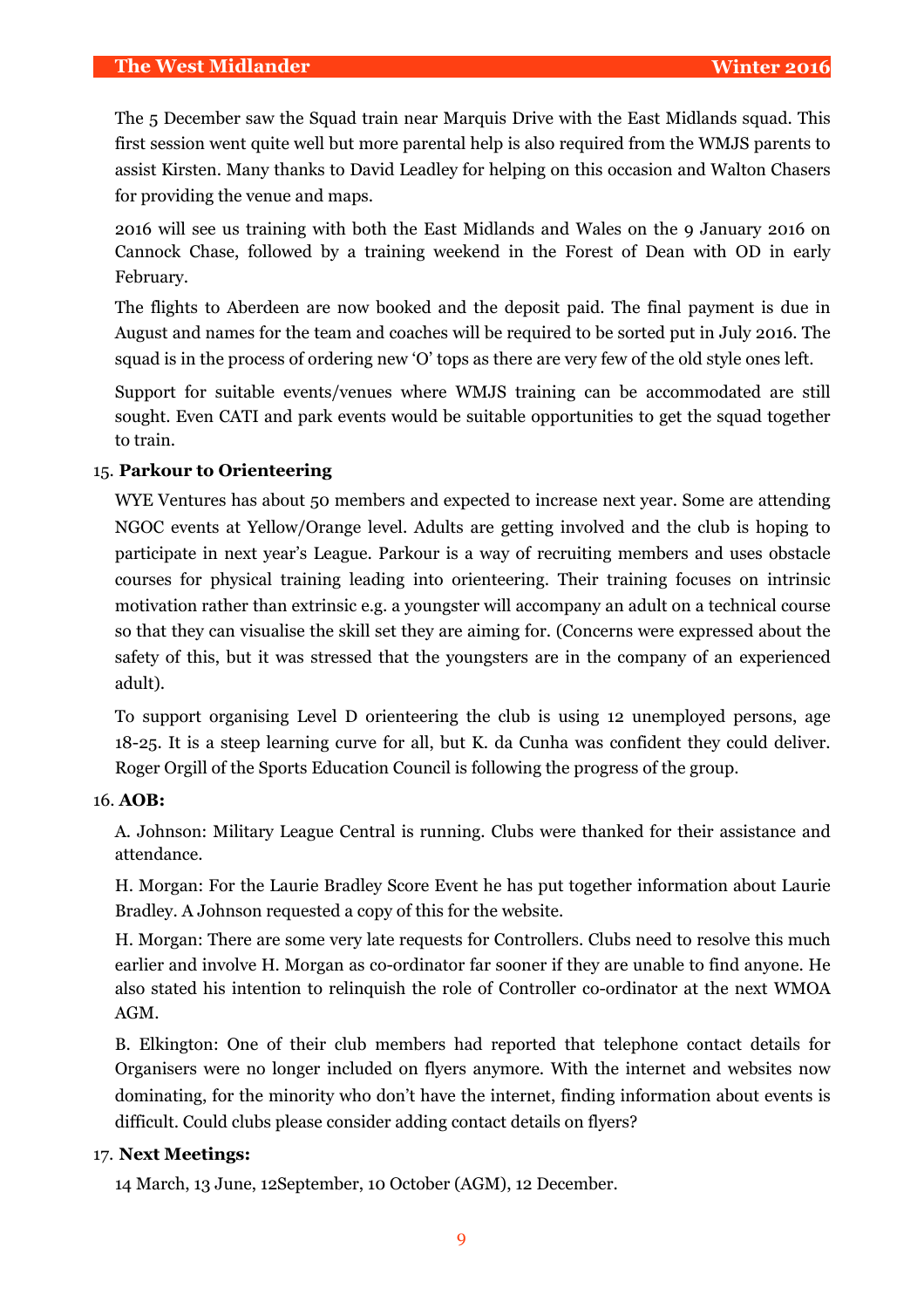The 5 December saw the Squad train near Marquis Drive with the East Midlands squad. This first session went quite well but more parental help is also required from the WMJS parents to assist Kirsten. Many thanks to David Leadley for helping on this occasion and Walton Chasers for providing the venue and maps.

2016 will see us training with both the East Midlands and Wales on the 9 January 2016 on Cannock Chase, followed by a training weekend in the Forest of Dean with OD in early February.

The flights to Aberdeen are now booked and the deposit paid. The final payment is due in August and names for the team and coaches will be required to be sorted put in July 2016. The squad is in the process of ordering new 'O' tops as there are very few of the old style ones left.

Support for suitable events/venues where WMJS training can be accommodated are still sought. Even CATI and park events would be suitable opportunities to get the squad together to train.

15. **Parkour to Orienteering**

WYE Ventures has about 50 members and expected to increase next year. Some are attending NGOC events at Yellow/Orange level. Adults are getting involved and the club is hoping to participate in next year's League. Parkour is a way of recruiting members and uses obstacle courses for physical training leading into orienteering. Their training focuses on intrinsic motivation rather than extrinsic e.g. a youngster will accompany an adult on a technical course so that they can visualise the skill set they are aiming for. (Concerns were expressed about the safety of this, but it was stressed that the youngsters are in the company of an experienced adult).

To support organising Level D orienteering the club is using 12 unemployed persons, age 18-25. It is a steep learning curve for all, but K. da Cunha was confident they could deliver. Roger Orgill of the Sports Education Council is following the progress of the group.

16. **AOB:**

A. Johnson: Military League Central is running. Clubs were thanked for their assistance and attendance.

H. Morgan: For the Laurie Bradley Score Event he has put together information about Laurie Bradley. A Johnson requested a copy of this for the website.

H. Morgan: There are some very late requests for Controllers. Clubs need to resolve this much earlier and involve H. Morgan as co-ordinator far sooner if they are unable to find anyone. He also stated his intention to relinquish the role of Controller co-ordinator at the next WMOA AGM.

B. Elkington: One of their club members had reported that telephone contact details for Organisers were no longer included on flyers anymore. With the internet and websites now dominating, for the minority who don't have the internet, finding information about events is difficult. Could clubs please consider adding contact details on flyers?

17. **Next Meetings:**

14 March, 13 June, 12September, 10 October (AGM), 12 December.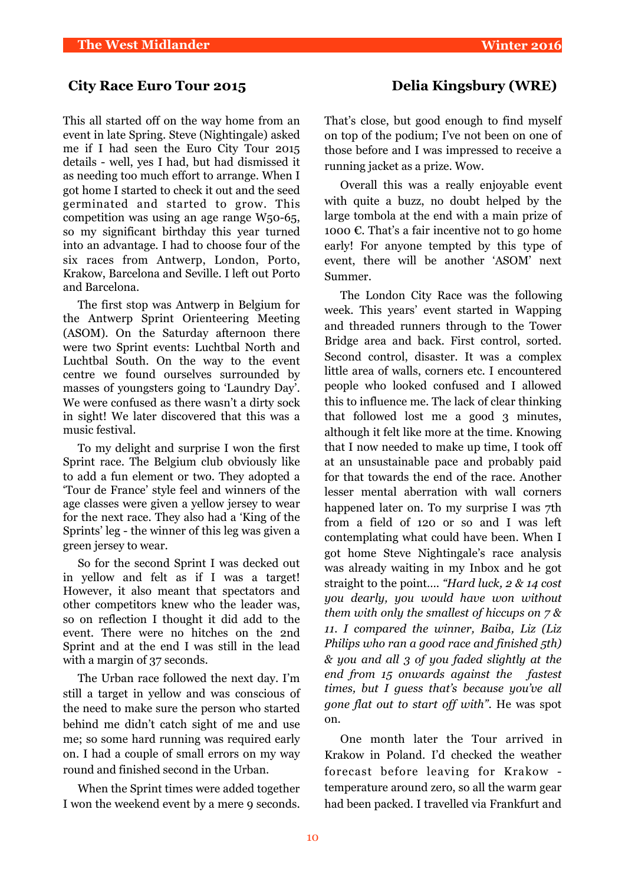## City Race Euro Tour 2015

**Delia Kingsbury (WRE)**

This all started off on the way home from an event in late Spring. Steve (Nightingale) asked me if I had seen the Euro City Tour 2015 details - well, yes I had, but had dismissed it as needing too much effort to arrange. When I got home I started to check it out and the seed germinated and started to grow. This competition was using an age range W50-65, so my significant birthday this year turned into an advantage. I had to choose four of the six races from Antwerp, London, Porto, Krakow, Barcelona and Seville. I left out Porto and Barcelona.

The first stop was Antwerp in Belgium for the Antwerp Sprint Orienteering Meeting (ASOM). On the Saturday afternoon there were two Sprint events: Luchtbal North and Luchtbal South. On the way to the event centre we found ourselves surrounded by masses of youngsters going to 'Laundry Day'. We were confused as there wasn't a dirty sock in sight! We later discovered that this was a music festival.

To my delight and surprise I won the first Sprint race. The Belgium club obviously like to add a fun element or two. They adopted a 'Tour de France' style feel and winners of the age classes were given a yellow jersey to wear for the next race. They also had a 'King of the Sprints' leg - the winner of this leg was given a green jersey to wear.

So for the second Sprint I was decked out in yellow and felt as if I was a target! However, it also meant that spectators and other competitors knew who the leader was, so on reflection I thought it did add to the event. There were no hitches on the 2nd Sprint and at the end I was still in the lead with a margin of 37 seconds.

The Urban race followed the next day. I'm still a target in yellow and was conscious of the need to make sure the person who started behind me didn't catch sight of me and use me; so some hard running was required early on. I had a couple of small errors on my way round and finished second in the Urban.

When the Sprint times were added together I won the weekend event by a mere 9 seconds. That's close, but good enough to find myself on top of the podium; I've not been on one of those before and I was impressed to receive a running jacket as a prize. Wow.

Overall this was a really enjoyable event with quite a buzz, no doubt helped by the large tombola at the end with a main prize of 1000 €. That's a fair incentive not to go home early! For anyone tempted by this type of event, there will be another 'ASOM' next Summer.

The London City Race was the following week. This years' event started in Wapping and threaded runners through to the Tower Bridge area and back. First control, sorted. Second control, disaster. It was a complex little area of walls, corners etc. I encountered people who looked confused and I allowed this to influence me. The lack of clear thinking that followed lost me a good 3 minutes, although it felt like more at the time. Knowing that I now needed to make up time, I took off at an unsustainable pace and probably paid for that towards the end of the race. Another lesser mental aberration with wall corners happened later on. To my surprise I was 7th from a field of 120 or so and I was left contemplating what could have been. When I got home Steve Nightingale's race analysis was already waiting in my Inbox and he got straight to the point…. *"Hard luck, 2 & 14 cost you dearly, you would have won without them with only the smallest of hiccups on 7 & 11. I compared the winner, Baiba, Liz (Liz Philips who ran a good race and finished 5th) & you and all 3 of you faded slightly at the end from 15 onwards against the fastest times, but I guess that's because you've all gone flat out to start off with".* He was spot on.

One month later the Tour arrived in Krakow in Poland. I'd checked the weather forecast before leaving for Krakow - temperature around zero, so all the warm gear had been packed. I travelled via Frankfurt and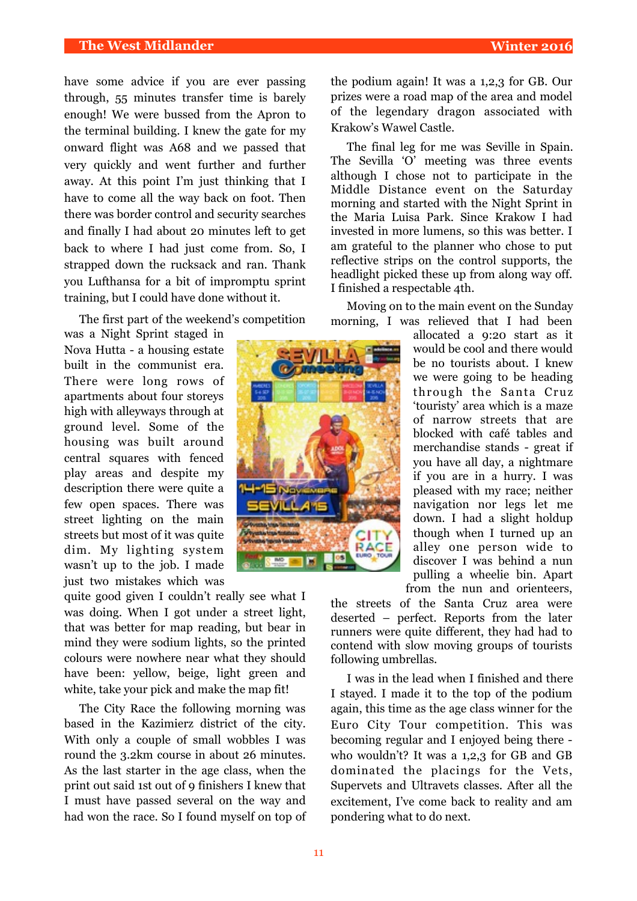have some advice if you are ever passing through, 55 minutes transfer time is barely enough! We were bussed from the Apron to the terminal building. I knew the gate for my onward flight was A68 and we passed that very quickly and went further and further away. At this point I'm just thinking that I have to come all the way back on foot. Then there was border control and security searches and finally I had about 20 minutes left to get back to where I had just come from. So, I strapped down the rucksack and ran. Thank you Lufthansa for a bit of impromptu sprint training, but I could have done without it.

The first part of the weekend's competition was a Night Sprint staged in Nova Hutta - a housing estate built in the communist era. There were long rows of apartments about four storeys high with alleyways through at ground level. Some of the housing was built around central squares with fenced play areas and despite my description there were quite a few open spaces. There was street lighting on the main streets but most of it was quite dim. My lighting system wasn't up to the job. I made just two mistakes which was quite good given I couldn't really see what I was doing. When I got under a street light, that was better for map reading, but bear in mind they were sodium lights, so the printed colours were nowhere near what they should have been: yellow, beige, light green and white, take your pick and make the map fit!

The City Race the following morning was based in the Kazimierz district of the city. With only a couple of small wobbles I was round the 3.2km course in about 26 minutes. As the last starter in the age class, when the print out said 1st out of 9 finishers I knew that I must have passed several on the way and had won the race. So I found myself on top of the podium again! It was a 1,2,3 for GB. Our prizes were a road map of the area and model of the legendary dragon associated with Krakow's Wawel Castle.

The final leg for me was Seville in Spain. The Sevilla 'O' meeting was three events although I chose not to participate in the Middle Distance event on the Saturday morning and started with the Night Sprint in the Maria Luisa Park. Since Krakow I had invested in more lumens, so this was better. I am grateful to the planner who chose to put reflective strips on the control supports, the headlight picked these up from along way off. I finished a respectable 4th.

Moving on to the main event on the Sunday morning, I was relieved that I had been allocated a 9:20 start as it would be cool and there would be no tourists about. I knew we were going to be heading through the Santa Cruz 'touristy' area which is a maze of narrow streets that are blocked with café tables and merchandise stands - great if you have all day, a nightmare if you are in a hurry. I was pleased with my race; neither navigation nor legs let me down. I had a slight holdup though when I turned up an alley one person wide to discover I was behind a nun pulling a wheelie bin. Apart from the nun and orienteers, the streets of the Santa Cruz area were deserted – perfect. Reports from the later runners were quite different, they had had to contend with slow moving groups of tourists following umbrellas.

I was in the lead when I finished and there I stayed. I made it to the top of the podium again, this time as the age class winner for the Euro City Tour competition. This was becoming regular and I enjoyed being there - who wouldn't? It was a 1,2,3 for GB and GB dominated the placings for the Vets, Supervets and Ultravets classes. After all the excitement, I've come back to reality and am pondering what to do next.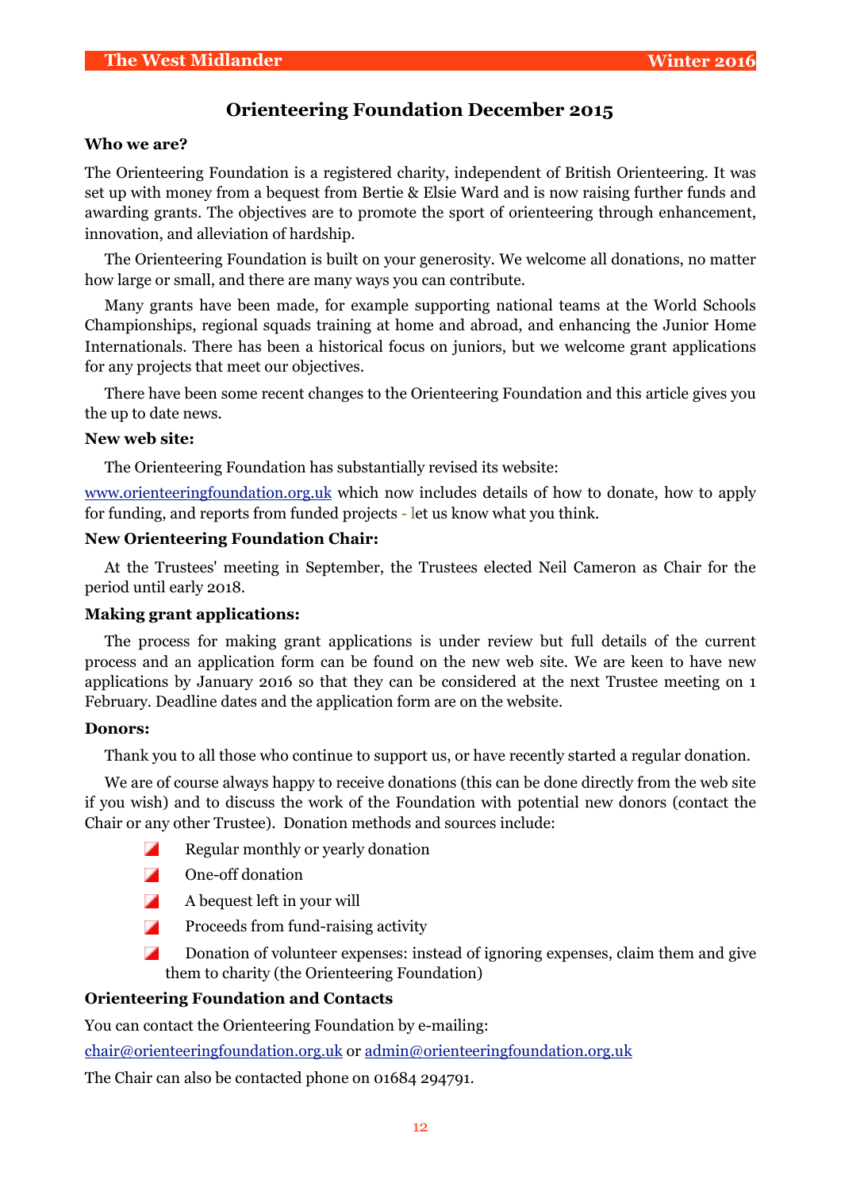# Orienteering Foundation December 2015

### Who we are?

The Orienteering Foundation is a registered charity, independent of British Orienteering. It was set up with money from a bequest from Bertie & Elsie Ward and is now raising further funds and awarding grants. The objectives are to promote the sport of orienteering through enhancement, innovation, and alleviation of hardship.

The Orienteering Foundation is built on your generosity. We welcome all donations, no matter how large or small, and there are many ways you can contribute.

Many grants have been made, for example supporting national teams at the World Schools Championships, regional squads training at home and abroad, and enhancing the Junior Home Internationals. There has been a historical focus on juniors, but we welcome grant applications for any projects that meet our objectives.

There have been some recent changes to the Orienteering Foundation and this article gives you the up to date news.

### New web site:

The Orienteering Foundation has substantially revised its website:

www.orienteeringfoundation.org.uk which now includes details of how to donate, how to apply for funding, and reports from funded projects - let us know what you think.

### New Orienteering Foundation Chair:

At the Trustees' meeting in September, the Trustees elected Neil Cameron as Chair for the period until early 2018.

### Making grant applications:

The process for making grant applications is under review but full details of the current process and an application form can be found on the new web site. We are keen to have new applications by January 2016 so that they can be considered at the next Trustee meeting on 1 February. Deadline dates and the application form are on the website.

### Donors:

Thank you to all those who continue to support us, or have recently started a regular donation.

We are of course always happy to receive donations (this can be done directly from the web site if you wish) and to discuss the work of the Foundation with potential new donors (contact the Chair or any other Trustee). Donation methods and sources include:

- Regular monthly or yearly donation
- One-off donation
- A bequest left in your will
- Proceeds from fund-raising activity
- Donation of volunteer expenses: instead of ignoring expenses, claim them and give them to charity (the Orienteering Foundation)

### Orienteering Foundation and Contacts

You can contact the Orienteering Foundation by e-mailing:

chair@orienteeringfoundation.org.uk or admin@orienteeringfoundation.org.uk

The Chair can also be contacted phone on 01684 294791.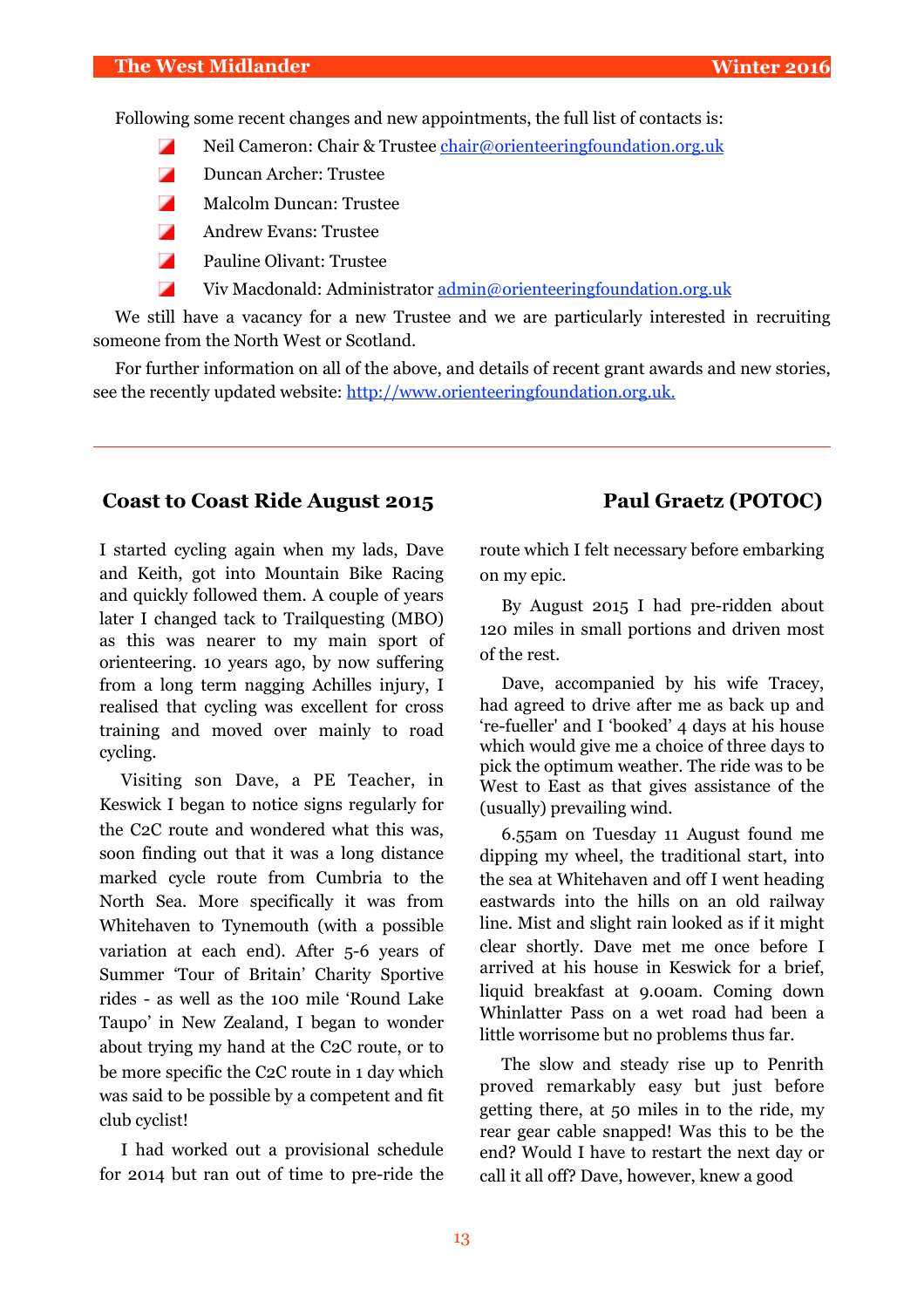Following some recent changes and new appointments, the full list of contacts is:

- Neil Cameron: Chair & Trustee chair@orienteeringfoundation.org.uk
- Duncan Archer: Trustee
- Malcolm Duncan: Trustee
- Andrew Evans: Trustee
- Pauline Olivant: Trustee
- Viv Macdonald: Administrator admin@orienteeringfoundation.org.uk

We still have a vacancy for a new Trustee and we are particularly interested in recruiting someone from the North West or Scotland.

For further information on all of the above, and details of recent grant awards and new stories, see the recently updated website: http://www.orienteeringfoundation.org.uk.

---

## Coast to Coast Ride August 2015

**Paul Graetz (POTOC)**

I started cycling again when my lads, Dave and Keith, got into Mountain Bike Racing and quickly followed them. A couple of years later I changed tack to Trailquesting (MBO) as this was nearer to my main sport of orienteering. 10 years ago, by now suffering from a long term nagging Achilles injury, I realised that cycling was excellent for cross training and moved over mainly to road cycling.

Visiting son Dave, a PE Teacher, in Keswick I began to notice signs regularly for the C2C route and wondered what this was, soon finding out that it was a long distance marked cycle route from Cumbria to the North Sea. More specifically it was from Whitehaven to Tynemouth (with a possible variation at each end). After 5-6 years of Summer 'Tour of Britain' Charity Sportive rides - as well as the 100 mile 'Round Lake Taupo' in New Zealand, I began to wonder about trying my hand at the C2C route, or to be more specific the C2C route in 1 day which was said to be possible by a competent and fit club cyclist!

I had worked out a provisional schedule for 2014 but ran out of time to pre-ride the route which I felt necessary before embarking on my epic.

By August 2015 I had pre-ridden about 120 miles in small portions and driven most of the rest.

Dave, accompanied by his wife Tracey, had agreed to drive after me as back up and 're-fueller' and I 'booked' 4 days at his house which would give me a choice of three days to pick the optimum weather. The ride was to be West to East as that gives assistance of the (usually) prevailing wind.

6.55am on Tuesday 11 August found me dipping my wheel, the traditional start, into the sea at Whitehaven and off I went heading eastwards into the hills on an old railway line. Mist and slight rain looked as if it might clear shortly. Dave met me once before I arrived at his house in Keswick for a brief, liquid breakfast at 9.00am. Coming down Whinlatter Pass on a wet road had been a little worrisome but no problems thus far.

The slow and steady rise up to Penrith proved remarkably easy but just before getting there, at 50 miles in to the ride, my rear gear cable snapped! Was this to be the end? Would I have to restart the next day or call it all off? Dave, however, knew a good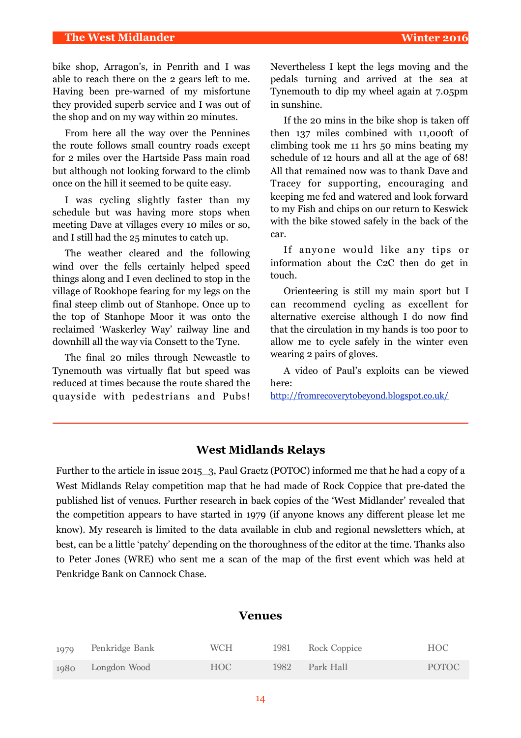bike shop, Arragon's, in Penrith and I was able to reach there on the 2 gears left to me. Having been pre-warned of my misfortune they provided superb service and I was out of the shop and on my way within 20 minutes.

From here all the way over the Pennines the route follows small country roads except for 2 miles over the Hartside Pass main road but although not looking forward to the climb once on the hill it seemed to be quite easy.

I was cycling slightly faster than my schedule but was having more stops when meeting Dave at villages every 10 miles or so, and I still had the 25 minutes to catch up.

The weather cleared and the following wind over the fells certainly helped speed things along and I even declined to stop in the village of Rookhope fearing for my legs on the final steep climb out of Stanhope. Once up to the top of Stanhope Moor it was onto the reclaimed 'Waskerley Way' railway line and downhill all the way via Consett to the Tyne.

The final 20 miles through Newcastle to Tynemouth was virtually flat but speed was reduced at times because the route shared the quayside with pedestrians and Pubs! Nevertheless I kept the legs moving and the pedals turning and arrived at the sea at Tynemouth to dip my wheel again at 7.05pm in sunshine.

If the 20 mins in the bike shop is taken off then 137 miles combined with 11,000ft of climbing took me 11 hrs 50 mins beating my schedule of 12 hours and all at the age of 68! All that remained now was to thank Dave and Tracey for supporting, encouraging and keeping me fed and watered and look forward to my Fish and chips on our return to Keswick with the bike stowed safely in the back of the car.

If anyone would like any tips or information about the C2C then do get in touch.

Orienteering is still my main sport but I can recommend cycling as excellent for alternative exercise although I do now find that the circulation in my hands is too poor to allow me to cycle safely in the winter even wearing 2 pairs of gloves.

A video of Paul's exploits can be viewed here:
http://fromrecoverytobeyond.blogspot.co.uk/

## West Midlands Relays

Further to the article in issue 2015_3, Paul Graetz (POTOC) informed me that he had a copy of a West Midlands Relay competition map that he had made of Rock Coppice that pre-dated the published list of venues. Further research in back copies of the 'West Midlander' revealed that the competition appears to have started in 1979 (if anyone knows any different please let me know). My research is limited to the data available in club and regional newsletters which, at best, can be a little 'patchy' depending on the thoroughness of the editor at the time. Thanks also to Peter Jones (WRE) who sent me a scan of the map of the first event which was held at Penkridge Bank on Cannock Chase.

### Venues

| | | | | | |
|---|---|---|---|---|---|
| 1979 | Penkridge Bank | WCH | 1981 | Rock Coppice | HOC |
| 1980 | Longdon Wood | HOC | 1982 | Park Hall | POTOC |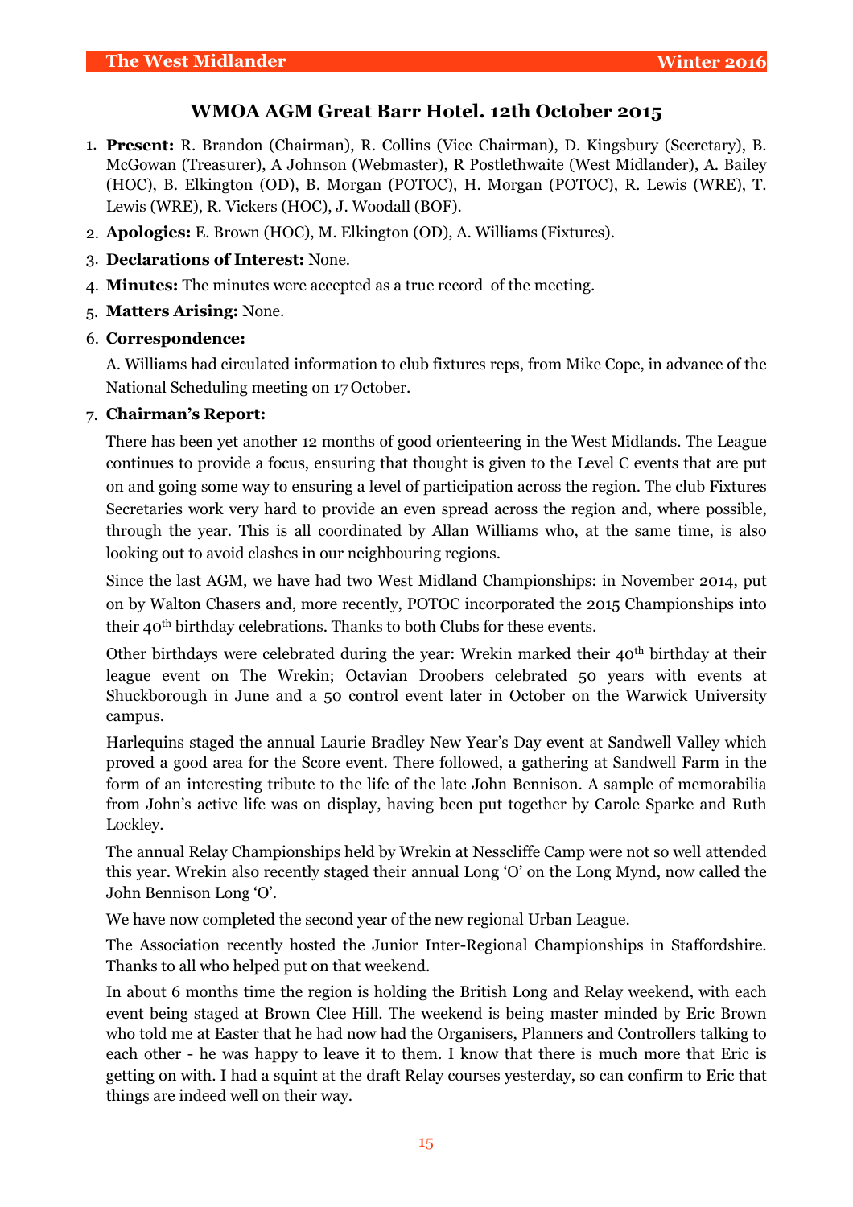## WMOA AGM Great Barr Hotel. 12th October 2015

1. **Present:** R. Brandon (Chairman), R. Collins (Vice Chairman), D. Kingsbury (Secretary), B. McGowan (Treasurer), A Johnson (Webmaster), R Postlethwaite (West Midlander), A. Bailey (HOC), B. Elkington (OD), B. Morgan (POTOC), H. Morgan (POTOC), R. Lewis (WRE), T. Lewis (WRE), R. Vickers (HOC), J. Woodall (BOF).
2. **Apologies:** E. Brown (HOC), M. Elkington (OD), A. Williams (Fixtures).
3. **Declarations of Interest:** None.
4. **Minutes:** The minutes were accepted as a true record of the meeting.
5. **Matters Arising:** None.
6. **Correspondence:**

   A. Williams had circulated information to club fixtures reps, from Mike Cope, in advance of the National Scheduling meeting on 17 October.

7. **Chairman's Report:**

   There has been yet another 12 months of good orienteering in the West Midlands. The League continues to provide a focus, ensuring that thought is given to the Level C events that are put on and going some way to ensuring a level of participation across the region. The club Fixtures Secretaries work very hard to provide an even spread across the region and, where possible, through the year. This is all coordinated by Allan Williams who, at the same time, is also looking out to avoid clashes in our neighbouring regions.

   Since the last AGM, we have had two West Midland Championships: in November 2014, put on by Walton Chasers and, more recently, POTOC incorporated the 2015 Championships into their 40th birthday celebrations. Thanks to both Clubs for these events.

   Other birthdays were celebrated during the year: Wrekin marked their 40th birthday at their league event on The Wrekin; Octavian Droobers celebrated 50 years with events at Shuckborough in June and a 50 control event later in October on the Warwick University campus.

   Harlequins staged the annual Laurie Bradley New Year's Day event at Sandwell Valley which proved a good area for the Score event. There followed, a gathering at Sandwell Farm in the form of an interesting tribute to the life of the late John Bennison. A sample of memorabilia from John's active life was on display, having been put together by Carole Sparke and Ruth Lockley.

   The annual Relay Championships held by Wrekin at Nesscliffe Camp were not so well attended this year. Wrekin also recently staged their annual Long 'O' on the Long Mynd, now called the John Bennison Long 'O'.

   We have now completed the second year of the new regional Urban League.

   The Association recently hosted the Junior Inter-Regional Championships in Staffordshire. Thanks to all who helped put on that weekend.

   In about 6 months time the region is holding the British Long and Relay weekend, with each event being staged at Brown Clee Hill. The weekend is being master minded by Eric Brown who told me at Easter that he had now had the Organisers, Planners and Controllers talking to each other - he was happy to leave it to them. I know that there is much more that Eric is getting on with. I had a squint at the draft Relay courses yesterday, so can confirm to Eric that things are indeed well on their way.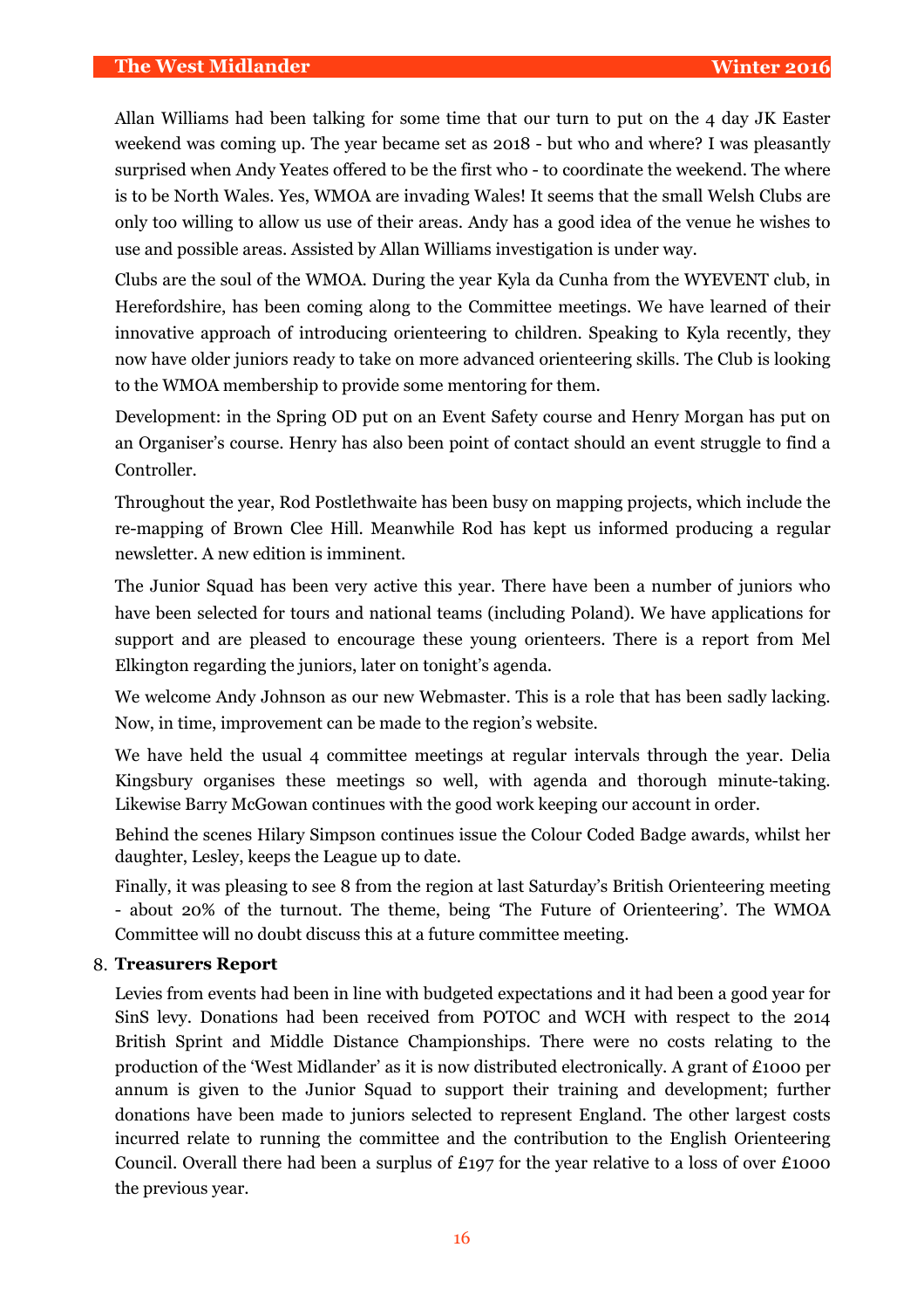Allan Williams had been talking for some time that our turn to put on the 4 day JK Easter weekend was coming up. The year became set as 2018 - but who and where? I was pleasantly surprised when Andy Yeates offered to be the first who - to coordinate the weekend. The where is to be North Wales. Yes, WMOA are invading Wales! It seems that the small Welsh Clubs are only too willing to allow us use of their areas. Andy has a good idea of the venue he wishes to use and possible areas. Assisted by Allan Williams investigation is under way.

Clubs are the soul of the WMOA. During the year Kyla da Cunha from the WYEVENT club, in Herefordshire, has been coming along to the Committee meetings. We have learned of their innovative approach of introducing orienteering to children. Speaking to Kyla recently, they now have older juniors ready to take on more advanced orienteering skills. The Club is looking to the WMOA membership to provide some mentoring for them.

Development: in the Spring OD put on an Event Safety course and Henry Morgan has put on an Organiser's course. Henry has also been point of contact should an event struggle to find a Controller.

Throughout the year, Rod Postlethwaite has been busy on mapping projects, which include the re-mapping of Brown Clee Hill. Meanwhile Rod has kept us informed producing a regular newsletter. A new edition is imminent.

The Junior Squad has been very active this year. There have been a number of juniors who have been selected for tours and national teams (including Poland). We have applications for support and are pleased to encourage these young orienteers. There is a report from Mel Elkington regarding the juniors, later on tonight's agenda.

We welcome Andy Johnson as our new Webmaster. This is a role that has been sadly lacking. Now, in time, improvement can be made to the region's website.

We have held the usual 4 committee meetings at regular intervals through the year. Delia Kingsbury organises these meetings so well, with agenda and thorough minute-taking. Likewise Barry McGowan continues with the good work keeping our account in order.

Behind the scenes Hilary Simpson continues issue the Colour Coded Badge awards, whilst her daughter, Lesley, keeps the League up to date.

Finally, it was pleasing to see 8 from the region at last Saturday's British Orienteering meeting - about 20% of the turnout. The theme, being 'The Future of Orienteering'. The WMOA Committee will no doubt discuss this at a future committee meeting.

8. **Treasurers Report**

Levies from events had been in line with budgeted expectations and it had been a good year for SinS levy. Donations had been received from POTOC and WCH with respect to the 2014 British Sprint and Middle Distance Championships. There were no costs relating to the production of the 'West Midlander' as it is now distributed electronically. A grant of £1000 per annum is given to the Junior Squad to support their training and development; further donations have been made to juniors selected to represent England. The other largest costs incurred relate to running the committee and the contribution to the English Orienteering Council. Overall there had been a surplus of £197 for the year relative to a loss of over £1000 the previous year.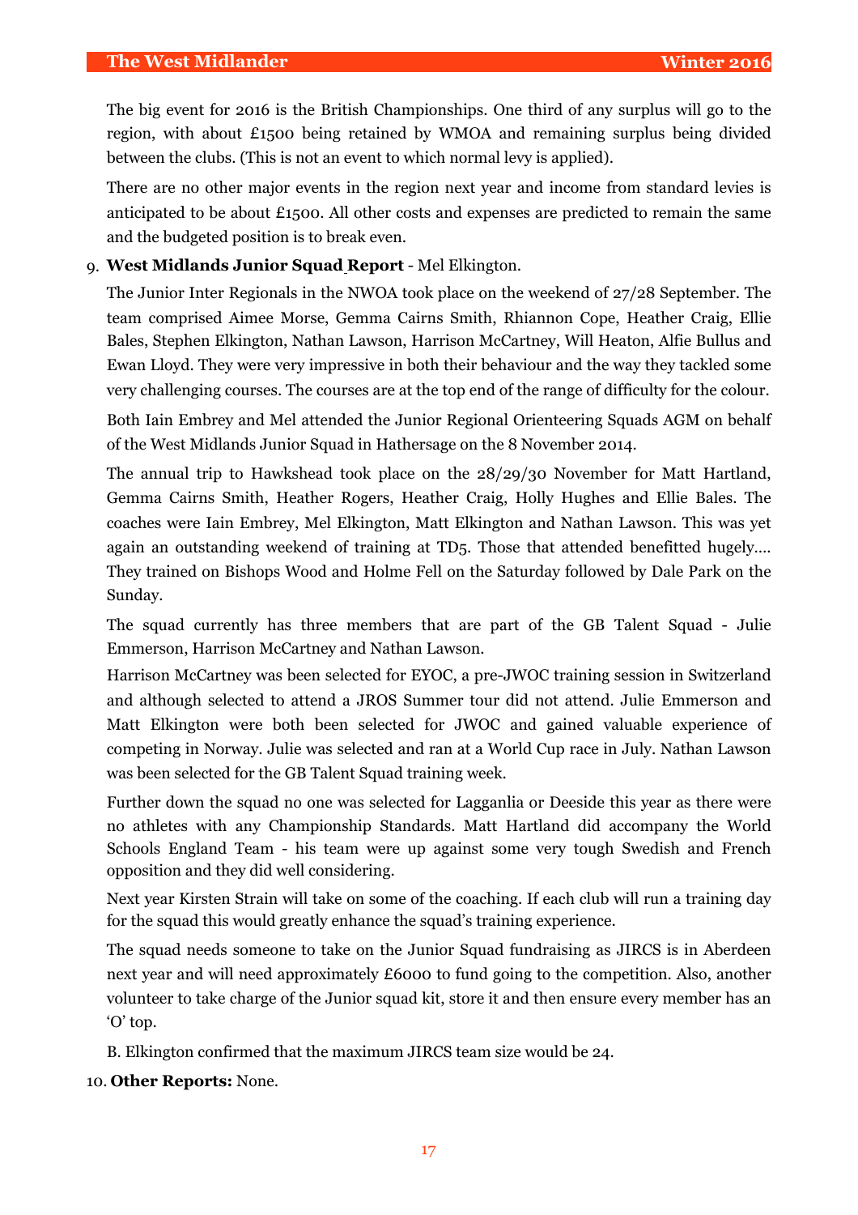The big event for 2016 is the British Championships. One third of any surplus will go to the region, with about £1500 being retained by WMOA and remaining surplus being divided between the clubs. (This is not an event to which normal levy is applied).

There are no other major events in the region next year and income from standard levies is anticipated to be about £1500. All other costs and expenses are predicted to remain the same and the budgeted position is to break even.

9. **West Midlands Junior Squad Report** - Mel Elkington.

The Junior Inter Regionals in the NWOA took place on the weekend of 27/28 September. The team comprised Aimee Morse, Gemma Cairns Smith, Rhiannon Cope, Heather Craig, Ellie Bales, Stephen Elkington, Nathan Lawson, Harrison McCartney, Will Heaton, Alfie Bullus and Ewan Lloyd. They were very impressive in both their behaviour and the way they tackled some very challenging courses. The courses are at the top end of the range of difficulty for the colour.

Both Iain Embrey and Mel attended the Junior Regional Orienteering Squads AGM on behalf of the West Midlands Junior Squad in Hathersage on the 8 November 2014.

The annual trip to Hawkshead took place on the 28/29/30 November for Matt Hartland, Gemma Cairns Smith, Heather Rogers, Heather Craig, Holly Hughes and Ellie Bales. The coaches were Iain Embrey, Mel Elkington, Matt Elkington and Nathan Lawson. This was yet again an outstanding weekend of training at TD5. Those that attended benefitted hugely.... They trained on Bishops Wood and Holme Fell on the Saturday followed by Dale Park on the Sunday.

The squad currently has three members that are part of the GB Talent Squad - Julie Emmerson, Harrison McCartney and Nathan Lawson.

Harrison McCartney was been selected for EYOC, a pre-JWOC training session in Switzerland and although selected to attend a JROS Summer tour did not attend. Julie Emmerson and Matt Elkington were both been selected for JWOC and gained valuable experience of competing in Norway. Julie was selected and ran at a World Cup race in July. Nathan Lawson was been selected for the GB Talent Squad training week.

Further down the squad no one was selected for Lagganlia or Deeside this year as there were no athletes with any Championship Standards. Matt Hartland did accompany the World Schools England Team - his team were up against some very tough Swedish and French opposition and they did well considering.

Next year Kirsten Strain will take on some of the coaching. If each club will run a training day for the squad this would greatly enhance the squad's training experience.

The squad needs someone to take on the Junior Squad fundraising as JIRCS is in Aberdeen next year and will need approximately £6000 to fund going to the competition. Also, another volunteer to take charge of the Junior squad kit, store it and then ensure every member has an 'O' top.

B. Elkington confirmed that the maximum JIRCS team size would be 24.

10. **Other Reports:** None.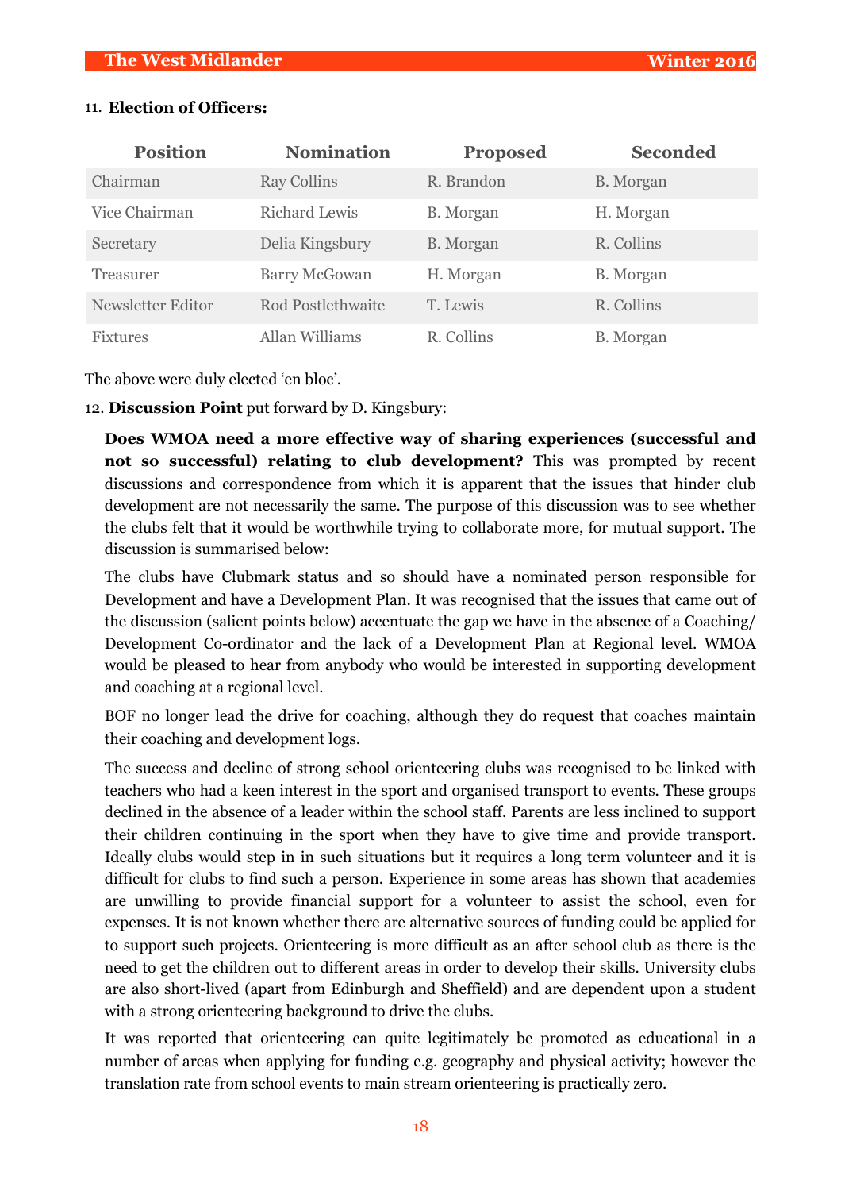11. **Election of Officers:**

| Position | Nomination | Proposed | Seconded |
|---|---|---|---|
| Chairman | Ray Collins | R. Brandon | B. Morgan |
| Vice Chairman | Richard Lewis | B. Morgan | H. Morgan |
| Secretary | Delia Kingsbury | B. Morgan | R. Collins |
| Treasurer | Barry McGowan | H. Morgan | B. Morgan |
| Newsletter Editor | Rod Postlethwaite | T. Lewis | R. Collins |
| Fixtures | Allan Williams | R. Collins | B. Morgan |

The above were duly elected 'en bloc'.

12. **Discussion Point** put forward by D. Kingsbury:

**Does WMOA need a more effective way of sharing experiences (successful and not so successful) relating to club development?** This was prompted by recent discussions and correspondence from which it is apparent that the issues that hinder club development are not necessarily the same. The purpose of this discussion was to see whether the clubs felt that it would be worthwhile trying to collaborate more, for mutual support. The discussion is summarised below:

The clubs have Clubmark status and so should have a nominated person responsible for Development and have a Development Plan. It was recognised that the issues that came out of the discussion (salient points below) accentuate the gap we have in the absence of a Coaching/ Development Co-ordinator and the lack of a Development Plan at Regional level. WMOA would be pleased to hear from anybody who would be interested in supporting development and coaching at a regional level.

BOF no longer lead the drive for coaching, although they do request that coaches maintain their coaching and development logs.

The success and decline of strong school orienteering clubs was recognised to be linked with teachers who had a keen interest in the sport and organised transport to events. These groups declined in the absence of a leader within the school staff. Parents are less inclined to support their children continuing in the sport when they have to give time and provide transport. Ideally clubs would step in in such situations but it requires a long term volunteer and it is difficult for clubs to find such a person. Experience in some areas has shown that academies are unwilling to provide financial support for a volunteer to assist the school, even for expenses. It is not known whether there are alternative sources of funding could be applied for to support such projects. Orienteering is more difficult as an after school club as there is the need to get the children out to different areas in order to develop their skills. University clubs are also short-lived (apart from Edinburgh and Sheffield) and are dependent upon a student with a strong orienteering background to drive the clubs.

It was reported that orienteering can quite legitimately be promoted as educational in a number of areas when applying for funding e.g. geography and physical activity; however the translation rate from school events to main stream orienteering is practically zero.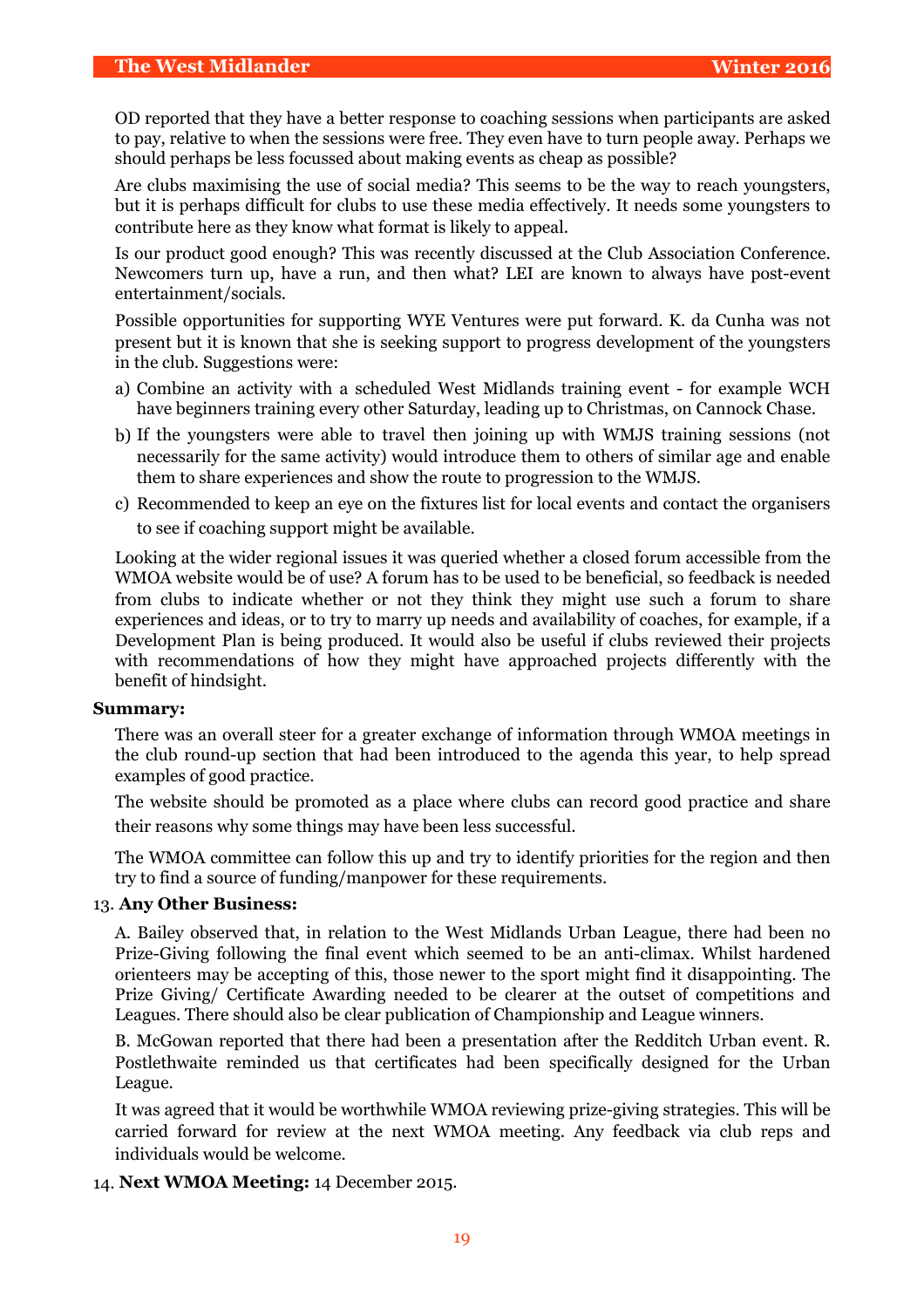OD reported that they have a better response to coaching sessions when participants are asked to pay, relative to when the sessions were free. They even have to turn people away. Perhaps we should perhaps be less focussed about making events as cheap as possible?

Are clubs maximising the use of social media? This seems to be the way to reach youngsters, but it is perhaps difficult for clubs to use these media effectively. It needs some youngsters to contribute here as they know what format is likely to appeal.

Is our product good enough? This was recently discussed at the Club Association Conference. Newcomers turn up, have a run, and then what? LEI are known to always have post-event entertainment/socials.

Possible opportunities for supporting WYE Ventures were put forward. K. da Cunha was not present but it is known that she is seeking support to progress development of the youngsters in the club. Suggestions were:

a) Combine an activity with a scheduled West Midlands training event - for example WCH have beginners training every other Saturday, leading up to Christmas, on Cannock Chase.

b) If the youngsters were able to travel then joining up with WMJS training sessions (not necessarily for the same activity) would introduce them to others of similar age and enable them to share experiences and show the route to progression to the WMJS.

c) Recommended to keep an eye on the fixtures list for local events and contact the organisers to see if coaching support might be available.

Looking at the wider regional issues it was queried whether a closed forum accessible from the WMOA website would be of use? A forum has to be used to be beneficial, so feedback is needed from clubs to indicate whether or not they think they might use such a forum to share experiences and ideas, or to try to marry up needs and availability of coaches, for example, if a Development Plan is being produced. It would also be useful if clubs reviewed their projects with recommendations of how they might have approached projects differently with the benefit of hindsight.

**Summary:**

There was an overall steer for a greater exchange of information through WMOA meetings in the club round-up section that had been introduced to the agenda this year, to help spread examples of good practice.

The website should be promoted as a place where clubs can record good practice and share their reasons why some things may have been less successful.

The WMOA committee can follow this up and try to identify priorities for the region and then try to find a source of funding/manpower for these requirements.

13. **Any Other Business:**

A. Bailey observed that, in relation to the West Midlands Urban League, there had been no Prize-Giving following the final event which seemed to be an anti-climax. Whilst hardened orienteers may be accepting of this, those newer to the sport might find it disappointing. The Prize Giving/ Certificate Awarding needed to be clearer at the outset of competitions and Leagues. There should also be clear publication of Championship and League winners.

B. McGowan reported that there had been a presentation after the Redditch Urban event. R. Postlethwaite reminded us that certificates had been specifically designed for the Urban League.

It was agreed that it would be worthwhile WMOA reviewing prize-giving strategies. This will be carried forward for review at the next WMOA meeting. Any feedback via club reps and individuals would be welcome.

14. **Next WMOA Meeting:** 14 December 2015.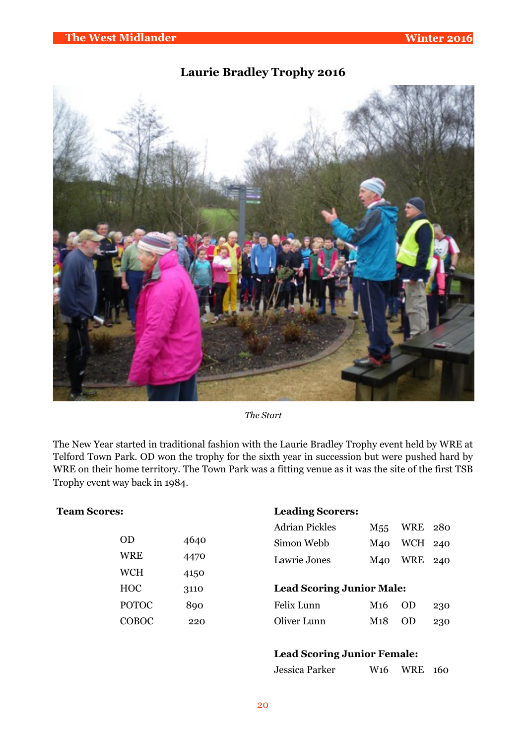# Laurie Bradley Trophy 2016

*The Start*

The New Year started in traditional fashion with the Laurie Bradley Trophy event held by WRE at Telford Town Park. OD won the trophy for the sixth year in succession but were pushed hard by WRE on their home territory. The Town Park was a fitting venue as it was the site of the first TSB Trophy event way back in 1984.

**Team Scores:**

| Team | Score |
|---|---|
| OD | 4640 |
| WRE | 4470 |
| WCH | 4150 |
| HOC | 3110 |
| POTOC | 890 |
| COBOC | 220 |

**Leading Scorers:**

| Name | Class | Club | Score |
|---|---|---|---|
| Adrian Pickles | M55 | WRE | 280 |
| Simon Webb | M40 | WCH | 240 |
| Lawrie Jones | M40 | WRE | 240 |

**Lead Scoring Junior Male:**

| Name | Class | Club | Score |
|---|---|---|---|
| Felix Lunn | M16 | OD | 230 |
| Oliver Lunn | M18 | OD | 230 |

**Lead Scoring Junior Female:**

| Name | Class | Club | Score |
|---|---|---|---|
| Jessica Parker | W16 | WRE | 160 |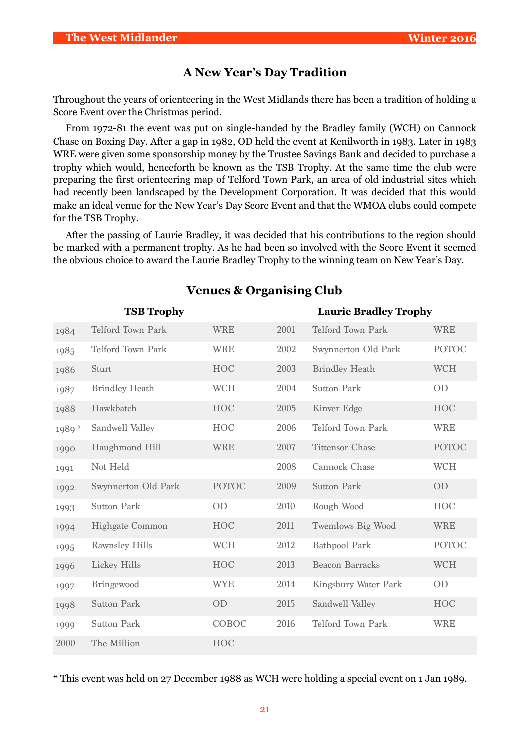# A New Year's Day Tradition

Throughout the years of orienteering in the West Midlands there has been a tradition of holding a Score Event over the Christmas period.

From 1972-81 the event was put on single-handed by the Bradley family (WCH) on Cannock Chase on Boxing Day. After a gap in 1982, OD held the event at Kenilworth in 1983. Later in 1983 WRE were given some sponsorship money by the Trustee Savings Bank and decided to purchase a trophy which would, henceforth be known as the TSB Trophy. At the same time the club were preparing the first orienteering map of Telford Town Park, an area of old industrial sites which had recently been landscaped by the Development Corporation. It was decided that this would make an ideal venue for the New Year's Day Score Event and that the WMOA clubs could compete for the TSB Trophy.

After the passing of Laurie Bradley, it was decided that his contributions to the region should be marked with a permanent trophy. As he had been so involved with the Score Event it seemed the obvious choice to award the Laurie Bradley Trophy to the winning team on New Year's Day.

## Venues & Organising Club

| TSB Trophy | | | Laurie Bradley Trophy | | |
|---|---|---|---|---|---|
| 1984 | Telford Town Park | WRE | 2001 | Telford Town Park | WRE |
| 1985 | Telford Town Park | WRE | 2002 | Swynnerton Old Park | POTOC |
| 1986 | Sturt | HOC | 2003 | Brindley Heath | WCH |
| 1987 | Brindley Heath | WCH | 2004 | Sutton Park | OD |
| 1988 | Hawkbatch | HOC | 2005 | Kinver Edge | HOC |
| 1989 * | Sandwell Valley | HOC | 2006 | Telford Town Park | WRE |
| 1990 | Haughmond Hill | WRE | 2007 | Tittensor Chase | POTOC |
| 1991 | Not Held | | 2008 | Cannock Chase | WCH |
| 1992 | Swynnerton Old Park | POTOC | 2009 | Sutton Park | OD |
| 1993 | Sutton Park | OD | 2010 | Rough Wood | HOC |
| 1994 | Highgate Common | HOC | 2011 | Twemlows Big Wood | WRE |
| 1995 | Rawnsley Hills | WCH | 2012 | Bathpool Park | POTOC |
| 1996 | Lickey Hills | HOC | 2013 | Beacon Barracks | WCH |
| 1997 | Bringewood | WYE | 2014 | Kingsbury Water Park | OD |
| 1998 | Sutton Park | OD | 2015 | Sandwell Valley | HOC |
| 1999 | Sutton Park | COBOC | 2016 | Telford Town Park | WRE |
| 2000 | The Million | HOC | | | |

* This event was held on 27 December 1988 as WCH were holding a special event on 1 Jan 1989.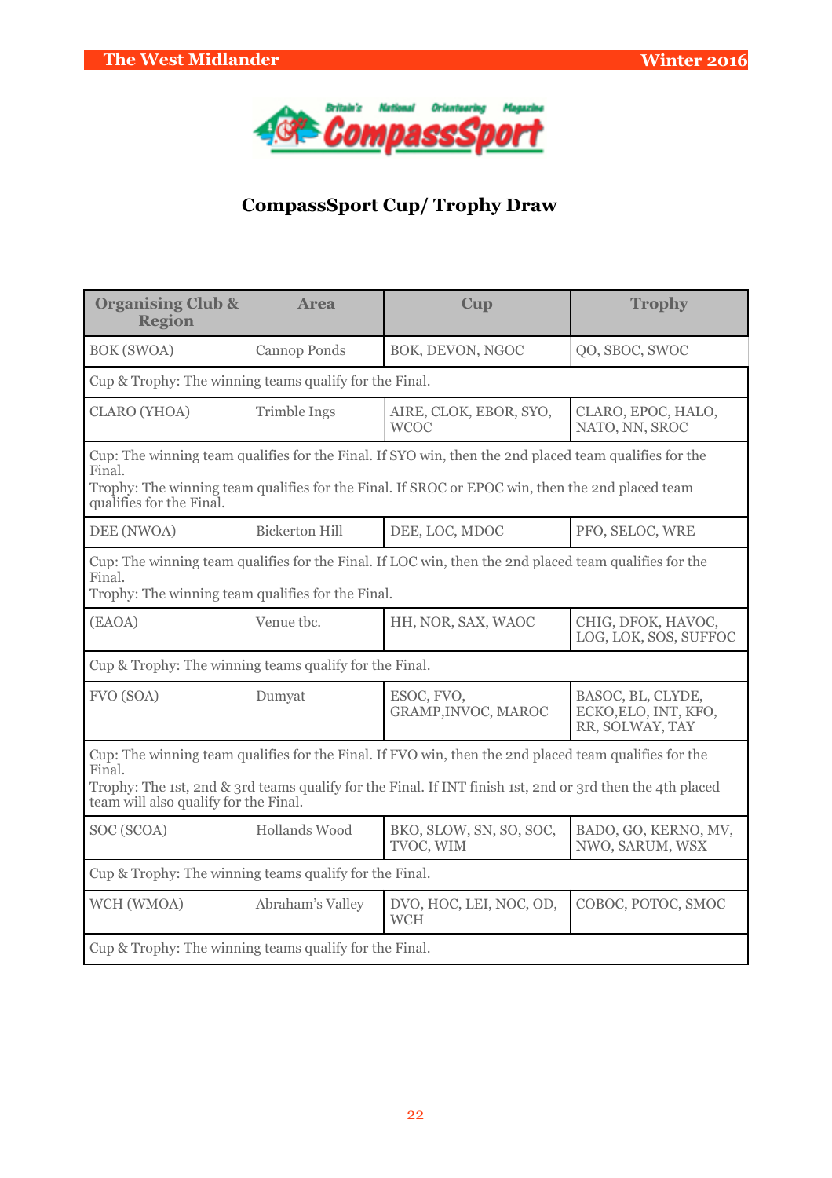## CompassSport Cup/ Trophy Draw

| Organising Club & Region | Area | Cup | Trophy |
|---|---|---|---|
| BOK (SWOA) | Cannop Ponds | BOK, DEVON, NGOC | QO, SBOC, SWOC |
| Cup & Trophy: The winning teams qualify for the Final. | | | |
| CLARO (YHOA) | Trimble Ings | AIRE, CLOK, EBOR, SYO, WCOC | CLARO, EPOC, HALO, NATO, NN, SROC |
| Cup: The winning team qualifies for the Final. If SYO win, then the 2nd placed team qualifies for the Final. Trophy: The winning team qualifies for the Final. If SROC or EPOC win, then the 2nd placed team qualifies for the Final. | | | |
| DEE (NWOA) | Bickerton Hill | DEE, LOC, MDOC | PFO, SELOC, WRE |
| Cup: The winning team qualifies for the Final. If LOC win, then the 2nd placed team qualifies for the Final. Trophy: The winning team qualifies for the Final. | | | |
| (EAOA) | Venue tbc. | HH, NOR, SAX, WAOC | CHIG, DFOK, HAVOC, LOG, LOK, SOS, SUFFOC |
| Cup & Trophy: The winning teams qualify for the Final. | | | |
| FVO (SOA) | Dumyat | ESOC, FVO, GRAMP,INVOC, MAROC | BASOC, BL, CLYDE, ECKO,ELO, INT, KFO, RR, SOLWAY, TAY |
| Cup: The winning team qualifies for the Final. If FVO win, then the 2nd placed team qualifies for the Final. Trophy: The 1st, 2nd & 3rd teams qualify for the Final. If INT finish 1st, 2nd or 3rd then the 4th placed team will also qualify for the Final. | | | |
| SOC (SCOA) | Hollands Wood | BKO, SLOW, SN, SO, SOC, TVOC, WIM | BADO, GO, KERNO, MV, NWO, SARUM, WSX |
| Cup & Trophy: The winning teams qualify for the Final. | | | |
| WCH (WMOA) | Abraham's Valley | DVO, HOC, LEI, NOC, OD, WCH | COBOC, POTOC, SMOC |
| Cup & Trophy: The winning teams qualify for the Final. | | | |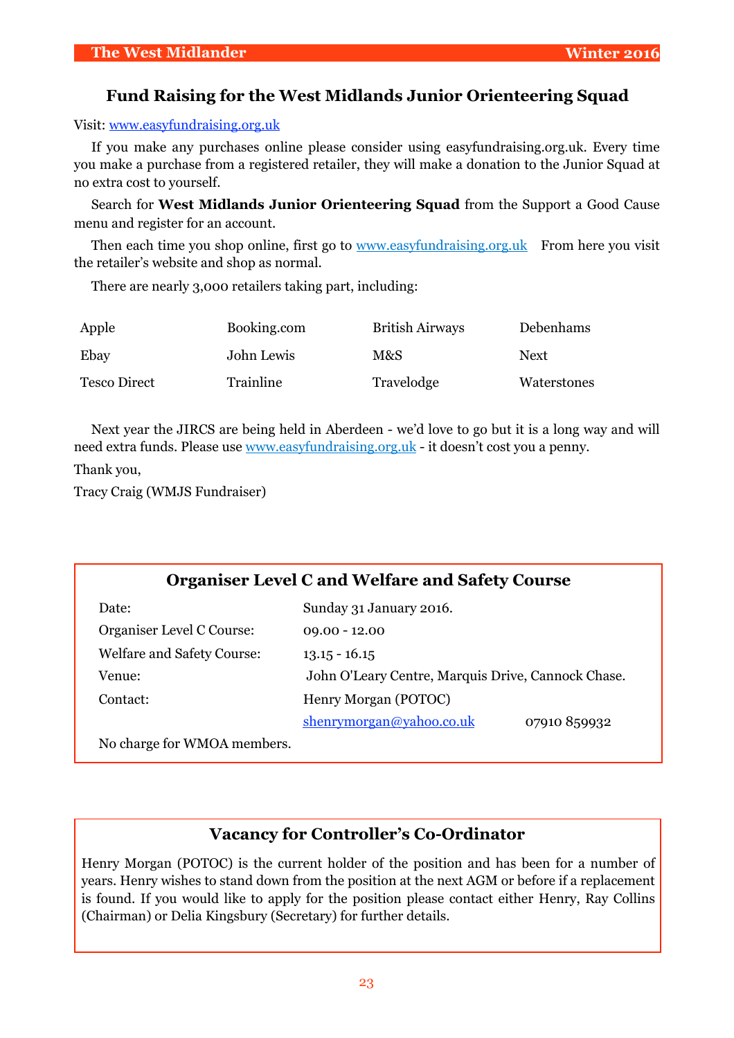## Fund Raising for the West Midlands Junior Orienteering Squad

Visit: www.easyfundraising.org.uk

If you make any purchases online please consider using easyfundraising.org.uk. Every time you make a purchase from a registered retailer, they will make a donation to the Junior Squad at no extra cost to yourself.

Search for **West Midlands Junior Orienteering Squad** from the Support a Good Cause menu and register for an account.

Then each time you shop online, first go to www.easyfundraising.org.uk From here you visit the retailer's website and shop as normal.

There are nearly 3,000 retailers taking part, including:

| | | | |
|---|---|---|---|
| Apple | Booking.com | British Airways | Debenhams |
| Ebay | John Lewis | M&S | Next |
| Tesco Direct | Trainline | Travelodge | Waterstones |

Next year the JIRCS are being held in Aberdeen - we'd love to go but it is a long way and will need extra funds. Please use www.easyfundraising.org.uk - it doesn't cost you a penny.

Thank you,

Tracy Craig (WMJS Fundraiser)

## Organiser Level C and Welfare and Safety Course

| | |
|---|---|
| Date: | Sunday 31 January 2016. |
| Organiser Level C Course: | 09.00 - 12.00 |
| Welfare and Safety Course: | 13.15 - 16.15 |
| Venue: | John O'Leary Centre, Marquis Drive, Cannock Chase. |
| Contact: | Henry Morgan (POTOC) |
| | shenrymorgan@yahoo.co.uk 07910 859932 |

No charge for WMOA members.

## Vacancy for Controller's Co-Ordinator

Henry Morgan (POTOC) is the current holder of the position and has been for a number of years. Henry wishes to stand down from the position at the next AGM or before if a replacement is found. If you would like to apply for the position please contact either Henry, Ray Collins (Chairman) or Delia Kingsbury (Secretary) for further details.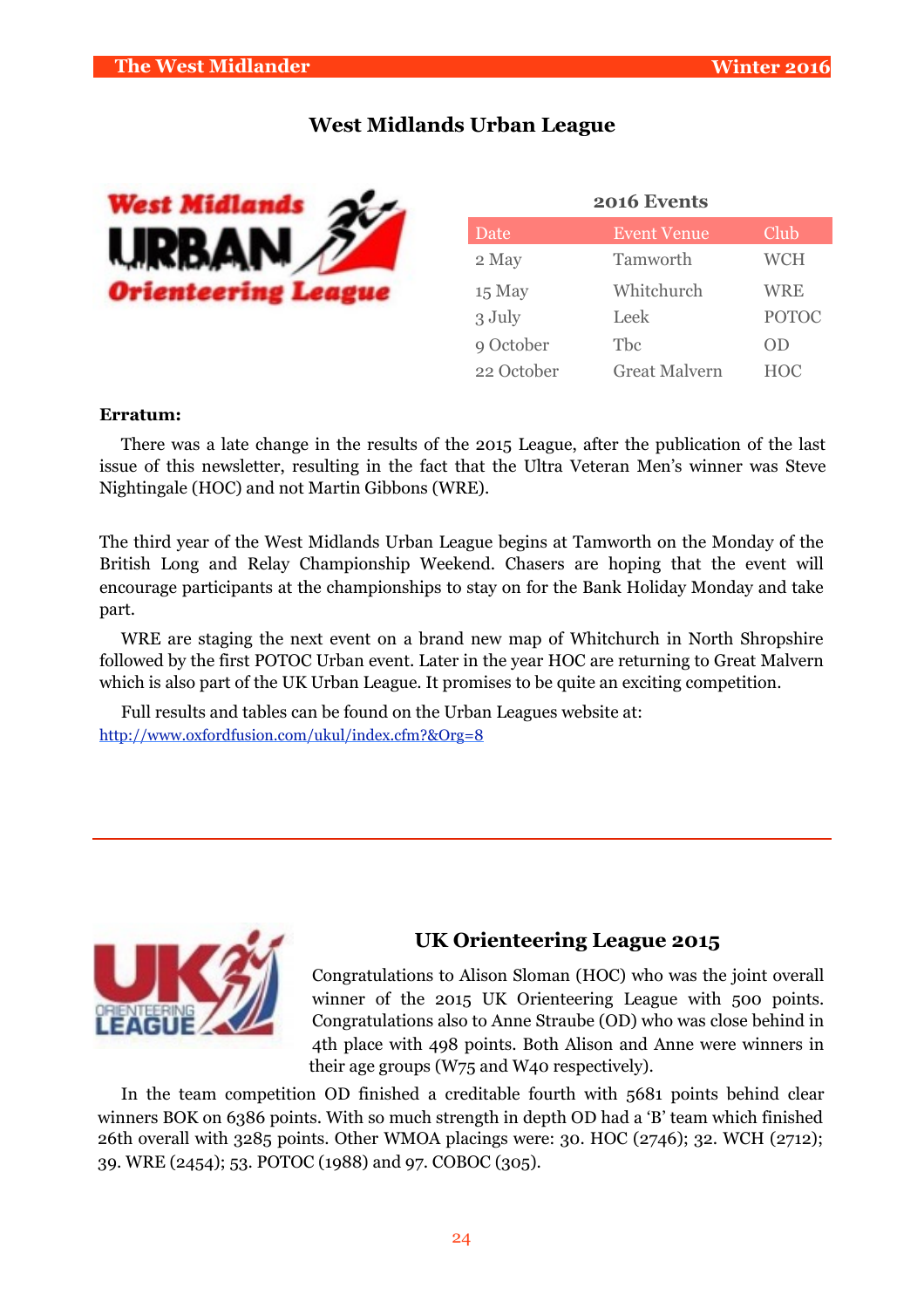## West Midlands Urban League

**2016 Events**

| Date | Event Venue | Club |
|---|---|---|
| 2 May | Tamworth | WCH |
| 15 May | Whitchurch | WRE |
| 3 July | Leek | POTOC |
| 9 October | Tbc | OD |
| 22 October | Great Malvern | HOC |

**Erratum:**

There was a late change in the results of the 2015 League, after the publication of the last issue of this newsletter, resulting in the fact that the Ultra Veteran Men's winner was Steve Nightingale (HOC) and not Martin Gibbons (WRE).

The third year of the West Midlands Urban League begins at Tamworth on the Monday of the British Long and Relay Championship Weekend. Chasers are hoping that the event will encourage participants at the championships to stay on for the Bank Holiday Monday and take part.

WRE are staging the next event on a brand new map of Whitchurch in North Shropshire followed by the first POTOC Urban event. Later in the year HOC are returning to Great Malvern which is also part of the UK Urban League. It promises to be quite an exciting competition.

Full results and tables can be found on the Urban Leagues website at:
http://www.oxfordfusion.com/ukul/index.cfm?&Org=8

---

## UK Orienteering League 2015

Congratulations to Alison Sloman (HOC) who was the joint overall winner of the 2015 UK Orienteering League with 500 points. Congratulations also to Anne Straube (OD) who was close behind in 4th place with 498 points. Both Alison and Anne were winners in their age groups (W75 and W40 respectively).

In the team competition OD finished a creditable fourth with 5681 points behind clear winners BOK on 6386 points. With so much strength in depth OD had a 'B' team which finished 26th overall with 3285 points. Other WMOA placings were: 30. HOC (2746); 32. WCH (2712); 39. WRE (2454); 53. POTOC (1988) and 97. COBOC (305).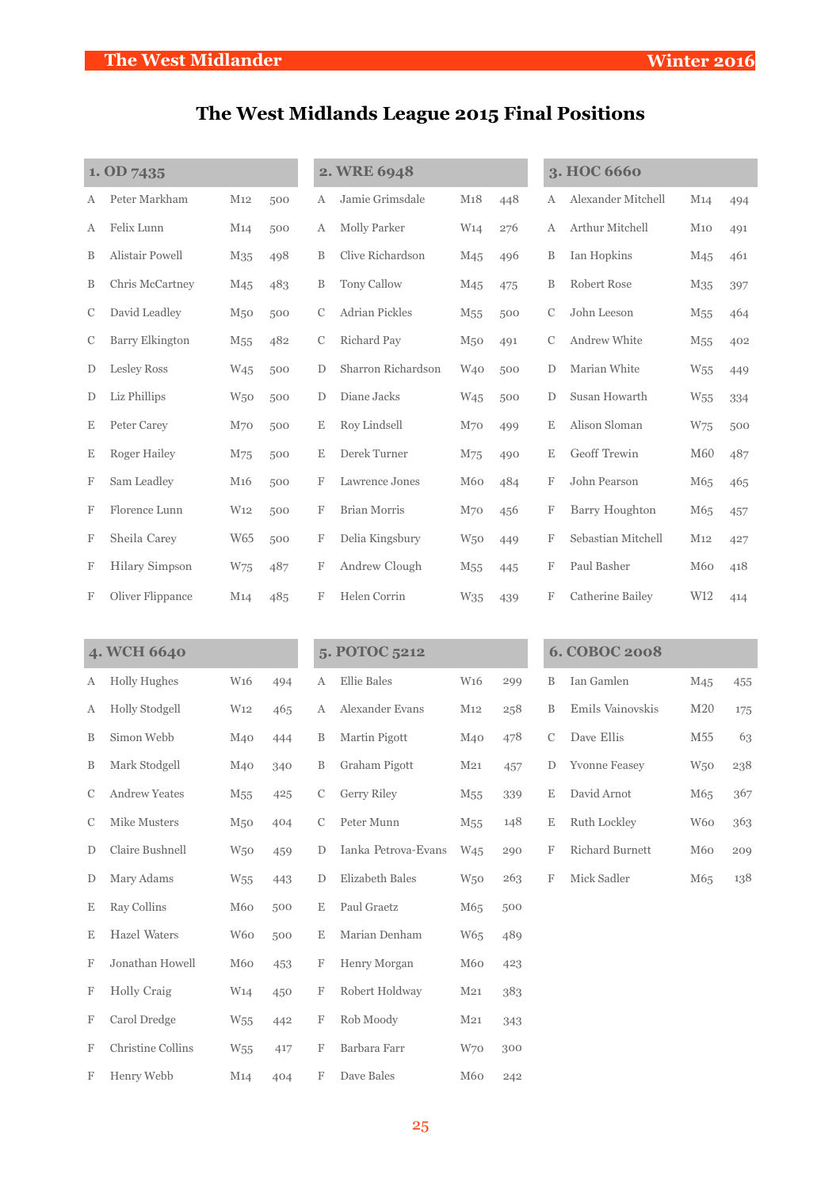# The West Midlands League 2015 Final Positions

## 1. OD 7435

| | Name | Class | Points |
|---|---|---|---|
| A | Peter Markham | M12 | 500 |
| A | Felix Lunn | M14 | 500 |
| B | Alistair Powell | M35 | 498 |
| B | Chris McCartney | M45 | 483 |
| C | David Leadley | M50 | 500 |
| C | Barry Elkington | M55 | 482 |
| D | Lesley Ross | W45 | 500 |
| D | Liz Phillips | W50 | 500 |
| E | Peter Carey | M70 | 500 |
| E | Roger Hailey | M75 | 500 |
| F | Sam Leadley | M16 | 500 |
| F | Florence Lunn | W12 | 500 |
| F | Sheila Carey | W65 | 500 |
| F | Hilary Simpson | W75 | 487 |
| F | Oliver Flippance | M14 | 485 |

## 2. WRE 6948

| | Name | Class | Points |
|---|---|---|---|
| A | Jamie Grimsdale | M18 | 448 |
| A | Molly Parker | W14 | 276 |
| B | Clive Richardson | M45 | 496 |
| B | Tony Callow | M45 | 475 |
| C | Adrian Pickles | M55 | 500 |
| C | Richard Pay | M50 | 491 |
| D | Sharron Richardson | W40 | 500 |
| D | Diane Jacks | W45 | 500 |
| E | Roy Lindsell | M70 | 499 |
| E | Derek Turner | M75 | 490 |
| F | Lawrence Jones | M60 | 484 |
| F | Brian Morris | M70 | 456 |
| F | Delia Kingsbury | W50 | 449 |
| F | Andrew Clough | M55 | 445 |
| F | Helen Corrin | W35 | 439 |

## 3. HOC 6660

| | Name | Class | Points |
|---|---|---|---|
| A | Alexander Mitchell | M14 | 494 |
| A | Arthur Mitchell | M10 | 491 |
| B | Ian Hopkins | M45 | 461 |
| B | Robert Rose | M35 | 397 |
| C | John Leeson | M55 | 464 |
| C | Andrew White | M55 | 402 |
| D | Marian White | W55 | 449 |
| D | Susan Howarth | W55 | 334 |
| E | Alison Sloman | W75 | 500 |
| E | Geoff Trewin | M60 | 487 |
| F | John Pearson | M65 | 465 |
| F | Barry Houghton | M65 | 457 |
| F | Sebastian Mitchell | M12 | 427 |
| F | Paul Basher | M60 | 418 |
| F | Catherine Bailey | W12 | 414 |

## 4. WCH 6640

| | Name | Class | Points |
|---|---|---|---|
| A | Holly Hughes | W16 | 494 |
| A | Holly Stodgell | W12 | 465 |
| B | Simon Webb | M40 | 444 |
| B | Mark Stodgell | M40 | 340 |
| C | Andrew Yeates | M55 | 425 |
| C | Mike Musters | M50 | 404 |
| D | Claire Bushnell | W50 | 459 |
| D | Mary Adams | W55 | 443 |
| E | Ray Collins | M60 | 500 |
| E | Hazel Waters | W60 | 500 |
| F | Jonathan Howell | M60 | 453 |
| F | Holly Craig | W14 | 450 |
| F | Carol Dredge | W55 | 442 |
| F | Christine Collins | W55 | 417 |
| F | Henry Webb | M14 | 404 |

## 5. POTOC 5212

| | Name | Class | Points |
|---|---|---|---|
| A | Ellie Bales | W16 | 299 |
| A | Alexander Evans | M12 | 258 |
| B | Martin Pigott | M40 | 478 |
| B | Graham Pigott | M21 | 457 |
| C | Gerry Riley | M55 | 339 |
| C | Peter Munn | M55 | 148 |
| D | Ianka Petrova-Evans | W45 | 290 |
| D | Elizabeth Bales | W50 | 263 |
| E | Paul Graetz | M65 | 500 |
| E | Marian Denham | W65 | 489 |
| F | Henry Morgan | M60 | 423 |
| F | Robert Holdway | M21 | 383 |
| F | Rob Moody | M21 | 343 |
| F | Barbara Farr | W70 | 300 |
| F | Dave Bales | M60 | 242 |

## 6. COBOC 2008

| | Name | Class | Points |
|---|---|---|---|
| B | Ian Gamlen | M45 | 455 |
| B | Emils Vainovskis | M20 | 175 |
| C | Dave Ellis | M55 | 63 |
| D | Yvonne Feasey | W50 | 238 |
| E | David Arnot | M65 | 367 |
| E | Ruth Lockley | W60 | 363 |
| F | Richard Burnett | M60 | 209 |
| F | Mick Sadler | M65 | 138 |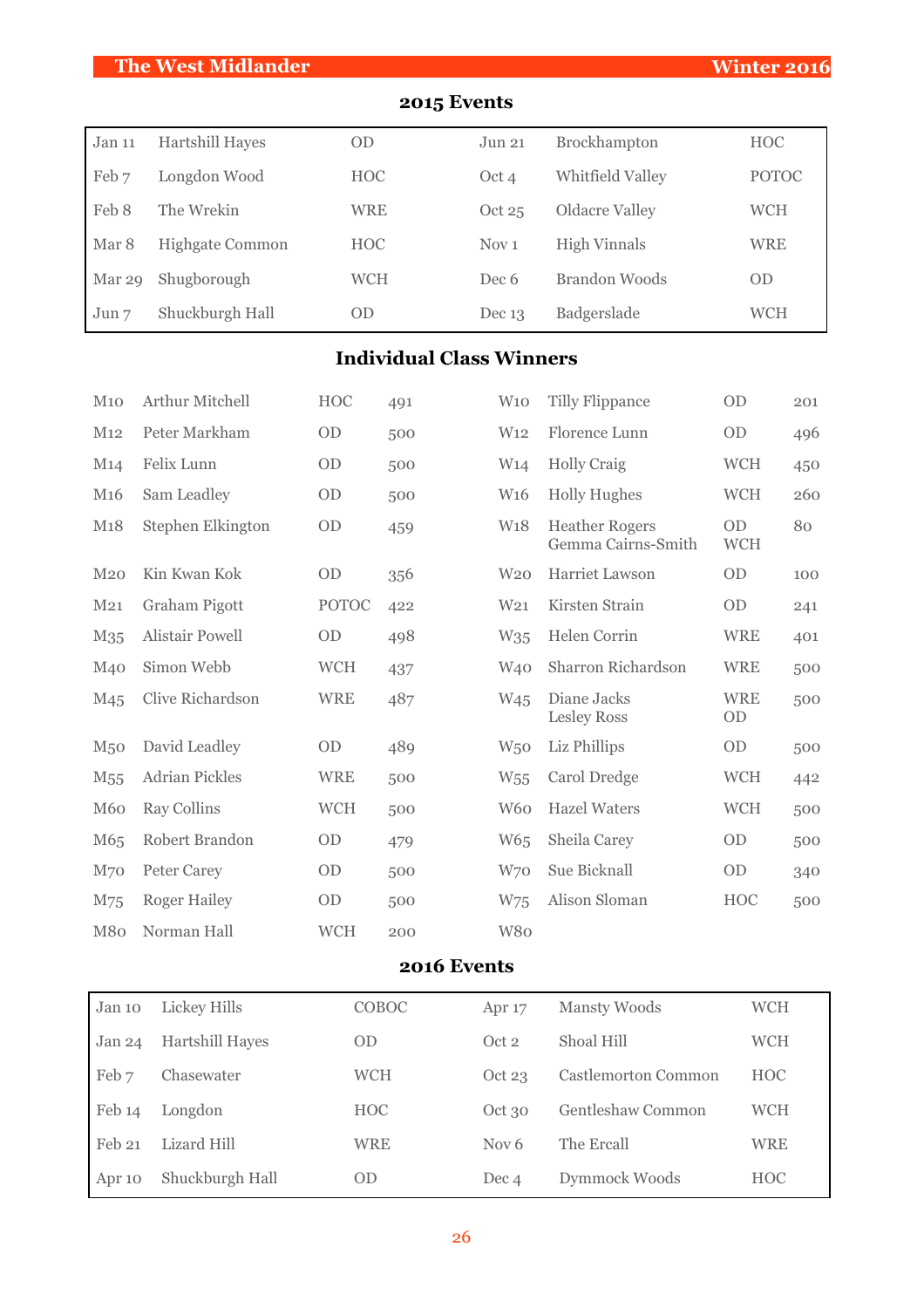## 2015 Events

| | | | | | |
|---|---|---|---|---|---|
| Jan 11 | Hartshill Hayes | OD | Jun 21 | Brockhampton | HOC |
| Feb 7 | Longdon Wood | HOC | Oct 4 | Whitfield Valley | POTOC |
| Feb 8 | The Wrekin | WRE | Oct 25 | Oldacre Valley | WCH |
| Mar 8 | Highgate Common | HOC | Nov 1 | High Vinnals | WRE |
| Mar 29 | Shugborough | WCH | Dec 6 | Brandon Woods | OD |
| Jun 7 | Shuckburgh Hall | OD | Dec 13 | Badgerslade | WCH |

## Individual Class Winners

| | | | | | | | |
|---|---|---|---|---|---|---|---|
| M10 | Arthur Mitchell | HOC | 491 | W10 | Tilly Flippance | OD | 201 |
| M12 | Peter Markham | OD | 500 | W12 | Florence Lunn | OD | 496 |
| M14 | Felix Lunn | OD | 500 | W14 | Holly Craig | WCH | 450 |
| M16 | Sam Leadley | OD | 500 | W16 | Holly Hughes | WCH | 260 |
| M18 | Stephen Elkington | OD | 459 | W18 | Heather Rogers<br>Gemma Cairns-Smith | OD<br>WCH | 80 |
| M20 | Kin Kwan Kok | OD | 356 | W20 | Harriet Lawson | OD | 100 |
| M21 | Graham Pigott | POTOC | 422 | W21 | Kirsten Strain | OD | 241 |
| M35 | Alistair Powell | OD | 498 | W35 | Helen Corrin | WRE | 401 |
| M40 | Simon Webb | WCH | 437 | W40 | Sharron Richardson | WRE | 500 |
| M45 | Clive Richardson | WRE | 487 | W45 | Diane Jacks<br>Lesley Ross | WRE<br>OD | 500 |
| M50 | David Leadley | OD | 489 | W50 | Liz Phillips | OD | 500 |
| M55 | Adrian Pickles | WRE | 500 | W55 | Carol Dredge | WCH | 442 |
| M60 | Ray Collins | WCH | 500 | W60 | Hazel Waters | WCH | 500 |
| M65 | Robert Brandon | OD | 479 | W65 | Sheila Carey | OD | 500 |
| M70 | Peter Carey | OD | 500 | W70 | Sue Bicknall | OD | 340 |
| M75 | Roger Hailey | OD | 500 | W75 | Alison Sloman | HOC | 500 |
| M80 | Norman Hall | WCH | 200 | W80 | | | |

## 2016 Events

| | | | | | |
|---|---|---|---|---|---|
| Jan 10 | Lickey Hills | COBOC | Apr 17 | Mansty Woods | WCH |
| Jan 24 | Hartshill Hayes | OD | Oct 2 | Shoal Hill | WCH |
| Feb 7 | Chasewater | WCH | Oct 23 | Castlemorton Common | HOC |
| Feb 14 | Longdon | HOC | Oct 30 | Gentleshaw Common | WCH |
| Feb 21 | Lizard Hill | WRE | Nov 6 | The Ercall | WRE |
| Apr 10 | Shuckburgh Hall | OD | Dec 4 | Dymmock Woods | HOC |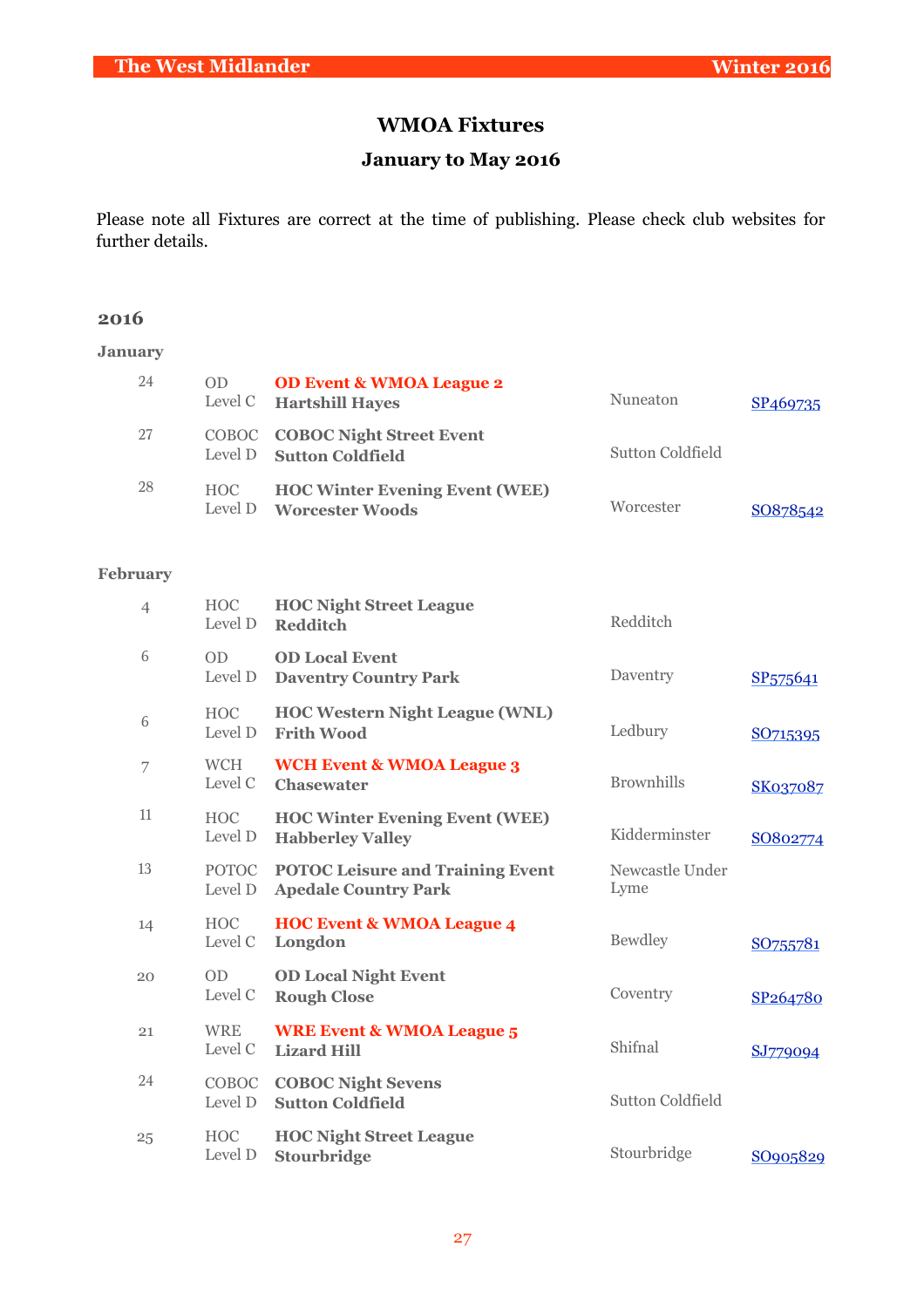# WMOA Fixtures

## January to May 2016

Please note all Fixtures are correct at the time of publishing. Please check club websites for further details.

### 2016

#### January

| Date | Club / Level | Event / Venue | Location | Grid Ref |
|---|---|---|---|---|
| 24 | OD<br>Level C | **OD Event & WMOA League 2**<br>**Hartshill Hayes** | Nuneaton | SP469735 |
| 27 | COBOC<br>Level D | **COBOC Night Street Event**<br>**Sutton Coldfield** | Sutton Coldfield | |
| 28 | HOC<br>Level D | **HOC Winter Evening Event (WEE)**<br>**Worcester Woods** | Worcester | SO878542 |

#### February

| Date | Club / Level | Event / Venue | Location | Grid Ref |
|---|---|---|---|---|
| 4 | HOC<br>Level D | **HOC Night Street League**<br>**Redditch** | Redditch | |
| 6 | OD<br>Level D | **OD Local Event**<br>**Daventry Country Park** | Daventry | SP575641 |
| 6 | HOC<br>Level D | **HOC Western Night League (WNL)**<br>**Frith Wood** | Ledbury | SO715395 |
| 7 | WCH<br>Level C | **WCH Event & WMOA League 3**<br>**Chasewater** | Brownhills | SK037087 |
| 11 | HOC<br>Level D | **HOC Winter Evening Event (WEE)**<br>**Habberley Valley** | Kidderminster | SO802774 |
| 13 | POTOC<br>Level D | **POTOC Leisure and Training Event**<br>**Apedale Country Park** | Newcastle Under Lyme | |
| 14 | HOC<br>Level C | **HOC Event & WMOA League 4**<br>**Longdon** | Bewdley | SO755781 |
| 20 | OD<br>Level C | **OD Local Night Event**<br>**Rough Close** | Coventry | SP264780 |
| 21 | WRE<br>Level C | **WRE Event & WMOA League 5**<br>**Lizard Hill** | Shifnal | SJ779094 |
| 24 | COBOC<br>Level D | **COBOC Night Sevens**<br>**Sutton Coldfield** | Sutton Coldfield | |
| 25 | HOC<br>Level D | **HOC Night Street League**<br>**Stourbridge** | Stourbridge | SO905829 |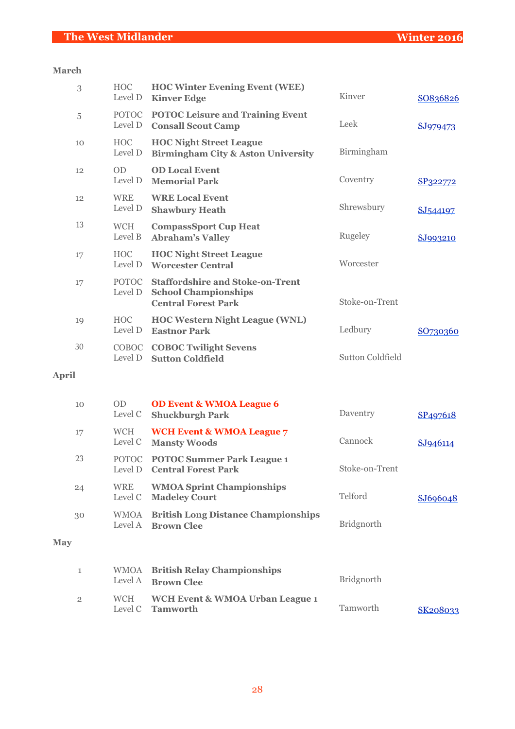**March**

| | | | | |
|---|---|---|---|---|
| 3 | HOC Level D | **HOC Winter Evening Event (WEE)** **Kinver Edge** | Kinver | SO836826 |
| 5 | POTOC Level D | **POTOC Leisure and Training Event** **Consall Scout Camp** | Leek | SJ979473 |
| 10 | HOC Level D | **HOC Night Street League** **Birmingham City & Aston University** | Birmingham | |
| 12 | OD Level D | **OD Local Event** **Memorial Park** | Coventry | SP322772 |
| 12 | WRE Level D | **WRE Local Event** **Shawbury Heath** | Shrewsbury | SJ544197 |
| 13 | WCH Level B | **CompassSport Cup Heat** **Abraham's Valley** | Rugeley | SJ993210 |
| 17 | HOC Level D | **HOC Night Street League** **Worcester Central** | Worcester | |
| 17 | POTOC Level D | **Staffordshire and Stoke-on-Trent School Championships** **Central Forest Park** | Stoke-on-Trent | |
| 19 | HOC Level D | **HOC Western Night League (WNL)** **Eastnor Park** | Ledbury | SO730360 |
| 30 | COBOC Level D | **COBOC Twilight Sevens** **Sutton Coldfield** | Sutton Coldfield | |

**April**

| | | | | |
|---|---|---|---|---|
| 10 | OD Level C | **OD Event & WMOA League 6** **Shuckburgh Park** | Daventry | SP497618 |
| 17 | WCH Level C | **WCH Event & WMOA League 7** **Mansty Woods** | Cannock | SJ946114 |
| 23 | POTOC Level D | **POTOC Summer Park League 1** **Central Forest Park** | Stoke-on-Trent | |
| 24 | WRE Level C | **WMOA Sprint Championships** **Madeley Court** | Telford | SJ696048 |
| 30 | WMOA Level A | **British Long Distance Championships** **Brown Clee** | Bridgnorth | |

**May**

| | | | | |
|---|---|---|---|---|
| 1 | WMOA Level A | **British Relay Championships** **Brown Clee** | Bridgnorth | |
| 2 | WCH Level C | **WCH Event & WMOA Urban League 1** **Tamworth** | Tamworth | SK208033 |